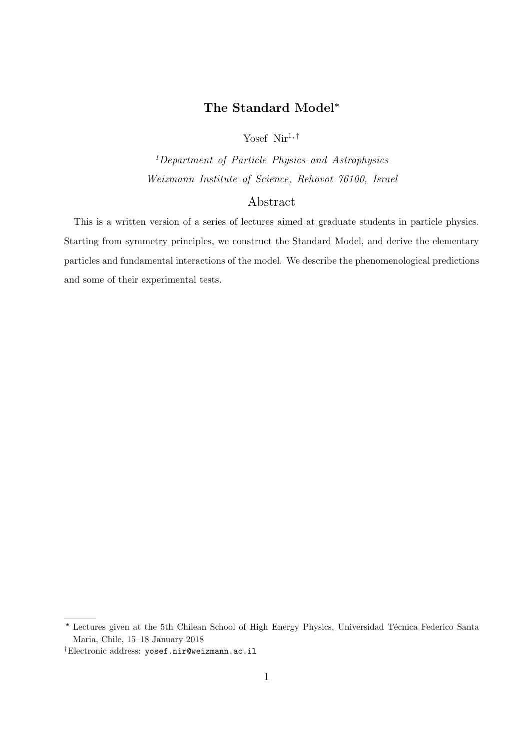# The Standard Model*

Yosef Nir[1,†]

*[1]Department of Particle Physics and Astrophysics*
*Weizmann Institute of Science, Rehovot 76100, Israel*

## Abstract

This is a written version of a series of lectures aimed at graduate students in particle physics. Starting from symmetry principles, we construct the Standard Model, and derive the elementary particles and fundamental interactions of the model. We describe the phenomenological predictions and some of their experimental tests.

---

* Lectures given at the 5th Chilean School of High Energy Physics, Universidad Técnica Federico Santa Maria, Chile, 15–18 January 2018

†Electronic address: `yosef.nir@weizmann.ac.il`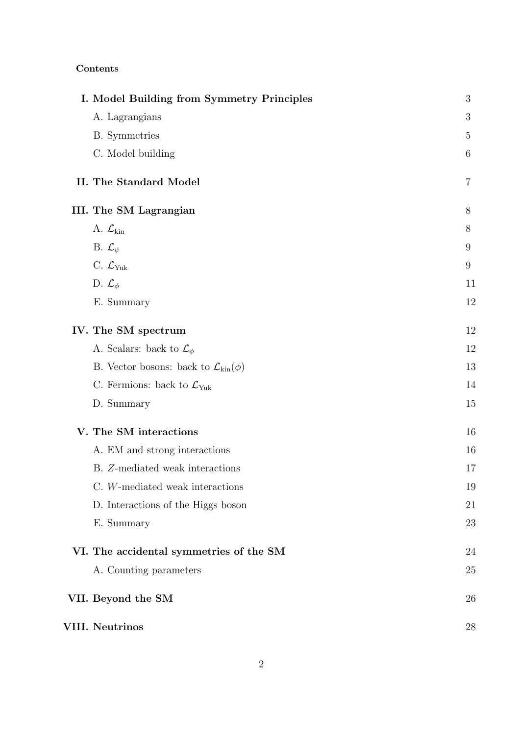**Contents**

| | |
|---|---|
| **I. Model Building from Symmetry Principles** | 3 |
| A. Lagrangians | 3 |
| B. Symmetries | 5 |
| C. Model building | 6 |
| **II. The Standard Model** | 7 |
| **III. The SM Lagrangian** | 8 |
| A. $\mathcal{L}_{\rm kin}$ | 8 |
| B. $\mathcal{L}_{\psi}$ | 9 |
| C. $\mathcal{L}_{\rm Yuk}$ | 9 |
| D. $\mathcal{L}_{\phi}$ | 11 |
| E. Summary | 12 |
| **IV. The SM spectrum** | 12 |
| A. Scalars: back to $\mathcal{L}_{\phi}$ | 12 |
| B. Vector bosons: back to $\mathcal{L}_{\rm kin}(\phi)$ | 13 |
| C. Fermions: back to $\mathcal{L}_{\rm Yuk}$ | 14 |
| D. Summary | 15 |
| **V. The SM interactions** | 16 |
| A. EM and strong interactions | 16 |
| B. $Z$-mediated weak interactions | 17 |
| C. $W$-mediated weak interactions | 19 |
| D. Interactions of the Higgs boson | 21 |
| E. Summary | 23 |
| **VI. The accidental symmetries of the SM** | 24 |
| A. Counting parameters | 25 |
| **VII. Beyond the SM** | 26 |
| **VIII. Neutrinos** | 28 |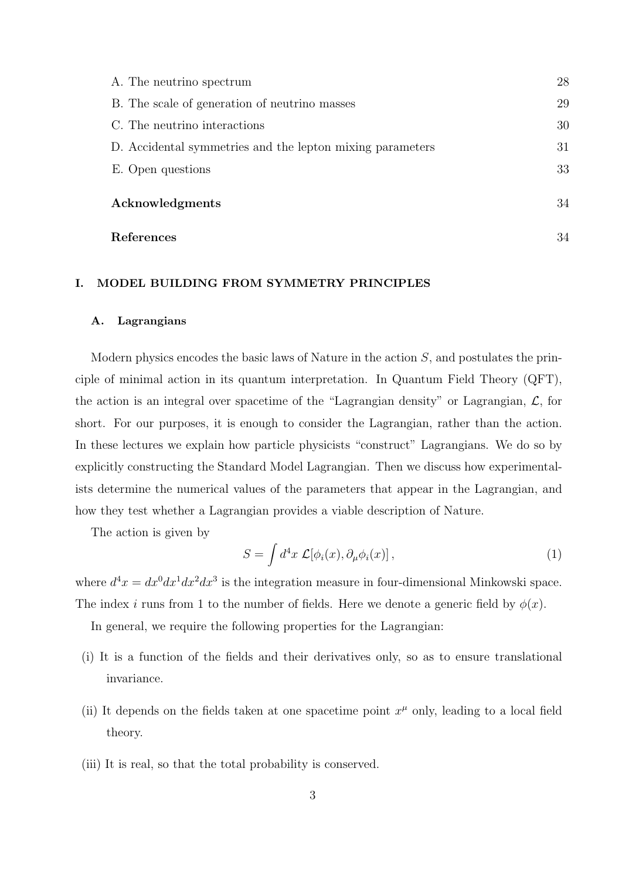A. The neutrino spectrum 28

B. The scale of generation of neutrino masses 29

C. The neutrino interactions 30

D. Accidental symmetries and the lepton mixing parameters 31

E. Open questions 33

**Acknowledgments** 34

**References** 34

## I. MODEL BUILDING FROM SYMMETRY PRINCIPLES

### A. Lagrangians

Modern physics encodes the basic laws of Nature in the action $S$, and postulates the principle of minimal action in its quantum interpretation. In Quantum Field Theory (QFT), the action is an integral over spacetime of the "Lagrangian density" or Lagrangian, $\mathcal{L}$, for short. For our purposes, it is enough to consider the Lagrangian, rather than the action. In these lectures we explain how particle physicists "construct" Lagrangians. We do so by explicitly constructing the Standard Model Lagrangian. Then we discuss how experimentalists determine the numerical values of the parameters that appear in the Lagrangian, and how they test whether a Lagrangian provides a viable description of Nature.

The action is given by

$$S = \int d^4x \, \mathcal{L}[\phi_i(x), \partial_\mu \phi_i(x)] \,, \tag{1}$$

where $d^4x = dx^0 dx^1 dx^2 dx^3$ is the integration measure in four-dimensional Minkowski space. The index $i$ runs from 1 to the number of fields. Here we denote a generic field by $\phi(x)$.

In general, we require the following properties for the Lagrangian:

(i) It is a function of the fields and their derivatives only, so as to ensure translational invariance.

(ii) It depends on the fields taken at one spacetime point $x^\mu$ only, leading to a local field theory.

(iii) It is real, so that the total probability is conserved.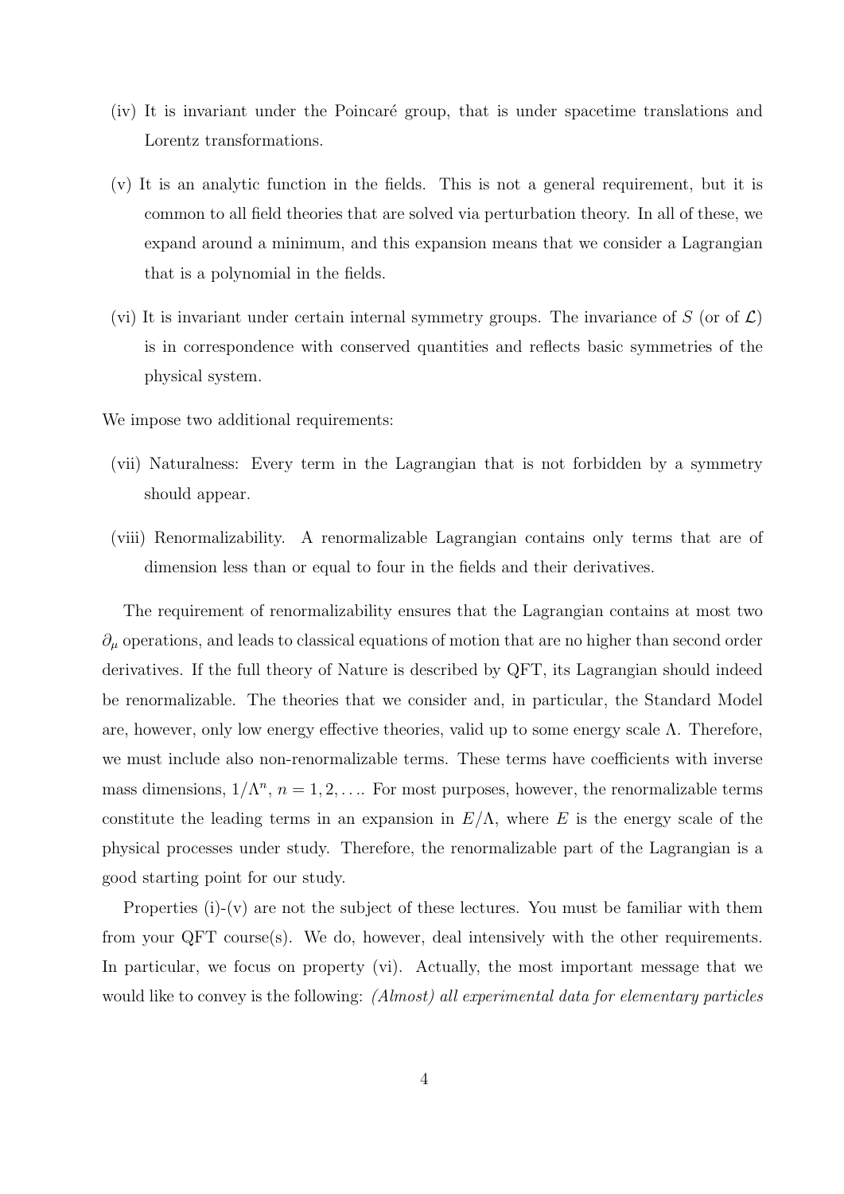(iv) It is invariant under the Poincaré group, that is under spacetime translations and Lorentz transformations.

(v) It is an analytic function in the fields. This is not a general requirement, but it is common to all field theories that are solved via perturbation theory. In all of these, we expand around a minimum, and this expansion means that we consider a Lagrangian that is a polynomial in the fields.

(vi) It is invariant under certain internal symmetry groups. The invariance of $S$ (or of $\mathcal{L}$) is in correspondence with conserved quantities and reflects basic symmetries of the physical system.

We impose two additional requirements:

(vii) Naturalness: Every term in the Lagrangian that is not forbidden by a symmetry should appear.

(viii) Renormalizability. A renormalizable Lagrangian contains only terms that are of dimension less than or equal to four in the fields and their derivatives.

The requirement of renormalizability ensures that the Lagrangian contains at most two $\partial_\mu$ operations, and leads to classical equations of motion that are no higher than second order derivatives. If the full theory of Nature is described by QFT, its Lagrangian should indeed be renormalizable. The theories that we consider and, in particular, the Standard Model are, however, only low energy effective theories, valid up to some energy scale $\Lambda$. Therefore, we must include also non-renormalizable terms. These terms have coefficients with inverse mass dimensions, $1/\Lambda^n$, $n = 1, 2, \ldots$. For most purposes, however, the renormalizable terms constitute the leading terms in an expansion in $E/\Lambda$, where $E$ is the energy scale of the physical processes under study. Therefore, the renormalizable part of the Lagrangian is a good starting point for our study.

Properties (i)-(v) are not the subject of these lectures. You must be familiar with them from your QFT course(s). We do, however, deal intensively with the other requirements. In particular, we focus on property (vi). Actually, the most important message that we would like to convey is the following: *(Almost) all experimental data for elementary particles*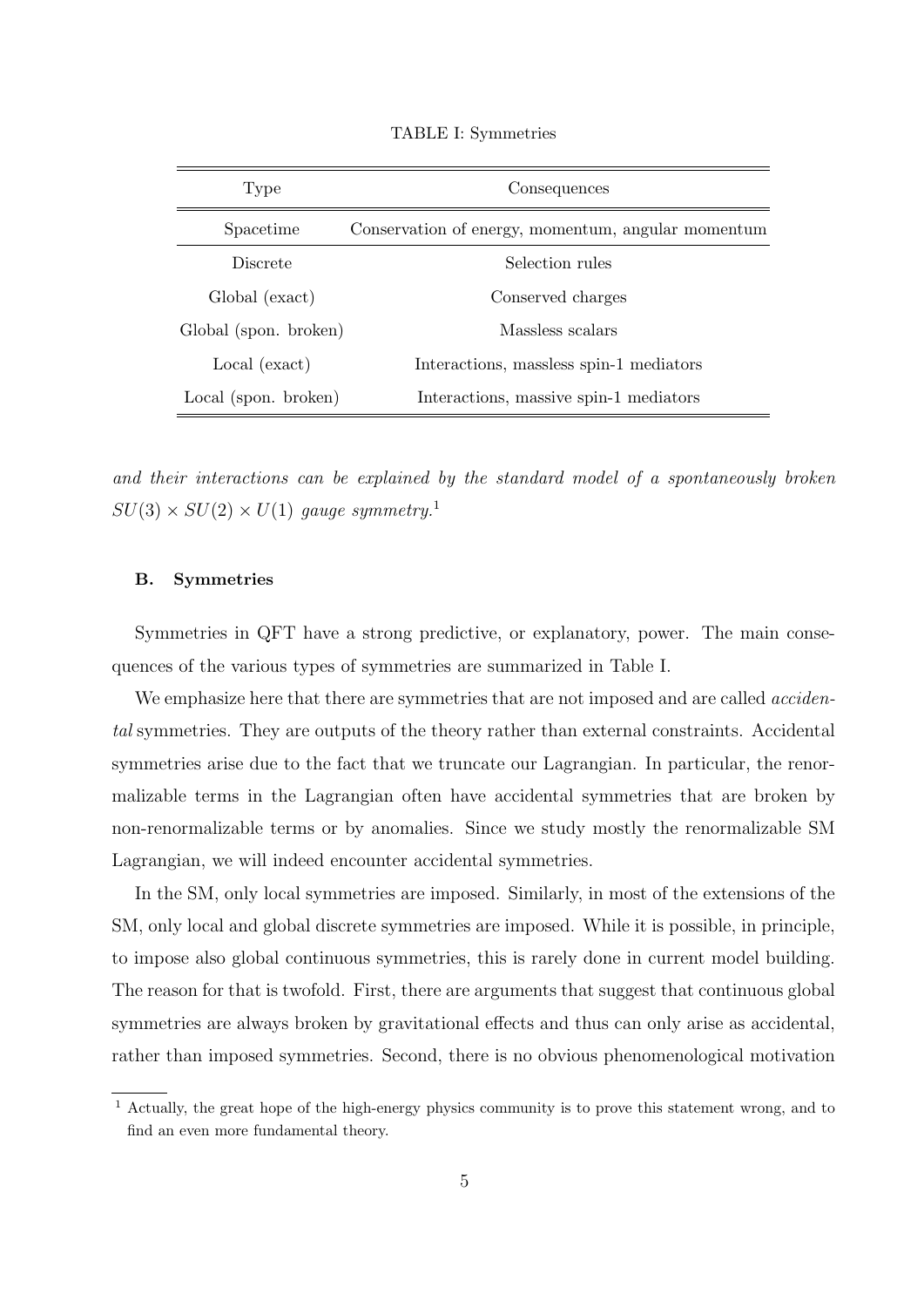TABLE I: Symmetries

| Type | Consequences |
|---|---|
| Spacetime | Conservation of energy, momentum, angular momentum |
| Discrete | Selection rules |
| Global (exact) | Conserved charges |
| Global (spon. broken) | Massless scalars |
| Local (exact) | Interactions, massless spin-1 mediators |
| Local (spon. broken) | Interactions, massive spin-1 mediators |

*and their interactions can be explained by the standard model of a spontaneously broken* $SU(3) \times SU(2) \times U(1)$ *gauge symmetry.*[1]

### B. Symmetries

Symmetries in QFT have a strong predictive, or explanatory, power. The main consequences of the various types of symmetries are summarized in Table I.

We emphasize here that there are symmetries that are not imposed and are called *accidental* symmetries. They are outputs of the theory rather than external constraints. Accidental symmetries arise due to the fact that we truncate our Lagrangian. In particular, the renormalizable terms in the Lagrangian often have accidental symmetries that are broken by non-renormalizable terms or by anomalies. Since we study mostly the renormalizable SM Lagrangian, we will indeed encounter accidental symmetries.

In the SM, only local symmetries are imposed. Similarly, in most of the extensions of the SM, only local and global discrete symmetries are imposed. While it is possible, in principle, to impose also global continuous symmetries, this is rarely done in current model building. The reason for that is twofold. First, there are arguments that suggest that continuous global symmetries are always broken by gravitational effects and thus can only arise as accidental, rather than imposed symmetries. Second, there is no obvious phenomenological motivation

[1] Actually, the great hope of the high-energy physics community is to prove this statement wrong, and to find an even more fundamental theory.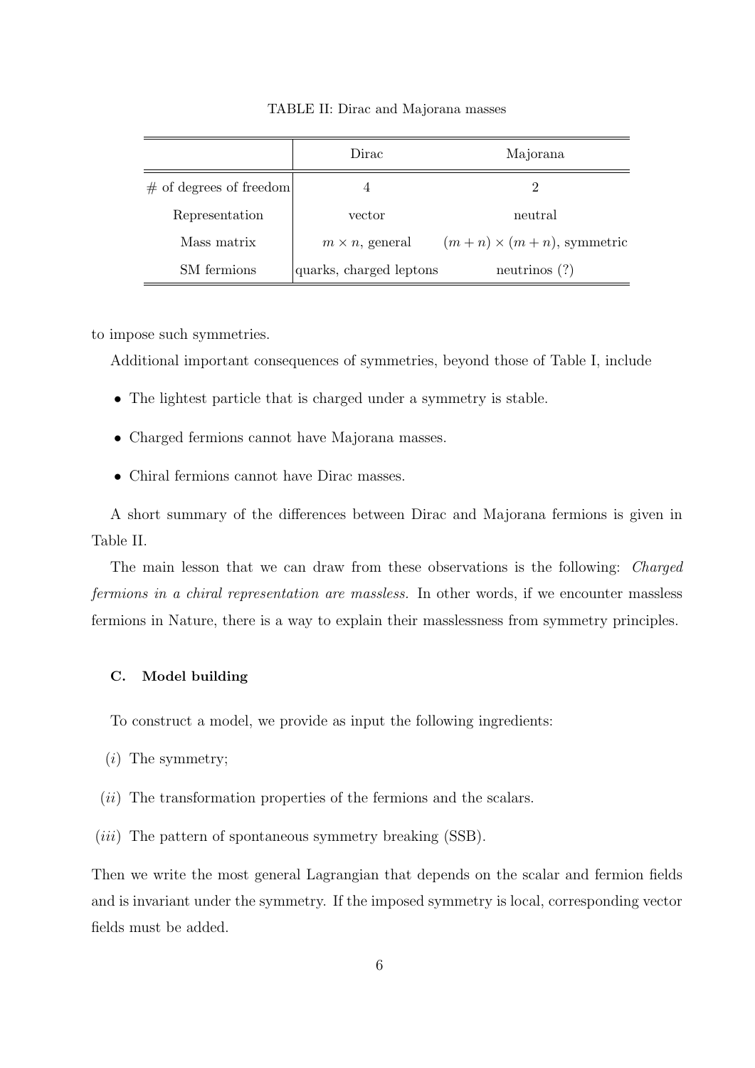TABLE II: Dirac and Majorana masses

|  | Dirac | Majorana |
|---|---|---|
| # of degrees of freedom | 4 | 2 |
| Representation | vector | neutral |
| Mass matrix | $m \times n$, general | $(m+n) \times (m+n)$, symmetric |
| SM fermions | quarks, charged leptons | neutrinos (?) |

to impose such symmetries.

Additional important consequences of symmetries, beyond those of Table I, include

- The lightest particle that is charged under a symmetry is stable.
- Charged fermions cannot have Majorana masses.
- Chiral fermions cannot have Dirac masses.

A short summary of the differences between Dirac and Majorana fermions is given in Table II.

The main lesson that we can draw from these observations is the following: *Charged fermions in a chiral representation are massless.* In other words, if we encounter massless fermions in Nature, there is a way to explain their masslessness from symmetry principles.

### C. Model building

To construct a model, we provide as input the following ingredients:

(*i*) The symmetry;

(*ii*) The transformation properties of the fermions and the scalars.

(*iii*) The pattern of spontaneous symmetry breaking (SSB).

Then we write the most general Lagrangian that depends on the scalar and fermion fields and is invariant under the symmetry. If the imposed symmetry is local, corresponding vector fields must be added.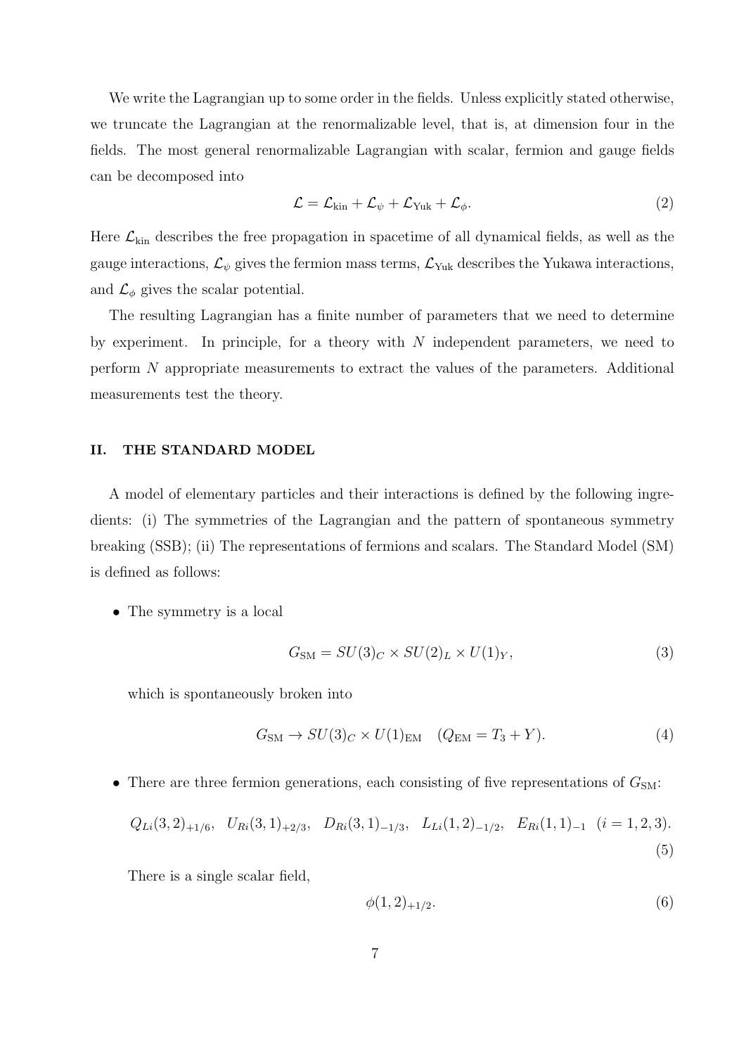We write the Lagrangian up to some order in the fields. Unless explicitly stated otherwise, we truncate the Lagrangian at the renormalizable level, that is, at dimension four in the fields. The most general renormalizable Lagrangian with scalar, fermion and gauge fields can be decomposed into

$$\mathcal{L} = \mathcal{L}_{\rm kin} + \mathcal{L}_{\psi} + \mathcal{L}_{\rm Yuk} + \mathcal{L}_{\phi}. \tag{2}$$

Here $\mathcal{L}_{\rm kin}$ describes the free propagation in spacetime of all dynamical fields, as well as the gauge interactions, $\mathcal{L}_{\psi}$ gives the fermion mass terms, $\mathcal{L}_{\rm Yuk}$ describes the Yukawa interactions, and $\mathcal{L}_{\phi}$ gives the scalar potential.

The resulting Lagrangian has a finite number of parameters that we need to determine by experiment. In principle, for a theory with $N$ independent parameters, we need to perform $N$ appropriate measurements to extract the values of the parameters. Additional measurements test the theory.

## II. THE STANDARD MODEL

A model of elementary particles and their interactions is defined by the following ingredients: (i) The symmetries of the Lagrangian and the pattern of spontaneous symmetry breaking (SSB); (ii) The representations of fermions and scalars. The Standard Model (SM) is defined as follows:

- The symmetry is a local

$$G_{\rm SM} = SU(3)_C \times SU(2)_L \times U(1)_Y, \tag{3}$$

which is spontaneously broken into

$$G_{\rm SM} \to SU(3)_C \times U(1)_{\rm EM} \quad (Q_{\rm EM} = T_3 + Y). \tag{4}$$

- There are three fermion generations, each consisting of five representations of $G_{\rm SM}$:

$$Q_{Li}(3,2)_{+1/6}, \quad U_{Ri}(3,1)_{+2/3}, \quad D_{Ri}(3,1)_{-1/3}, \quad L_{Li}(1,2)_{-1/2}, \quad E_{Ri}(1,1)_{-1} \quad (i = 1,2,3). \tag{5}$$

There is a single scalar field,

$$\phi(1,2)_{+1/2}. \tag{6}$$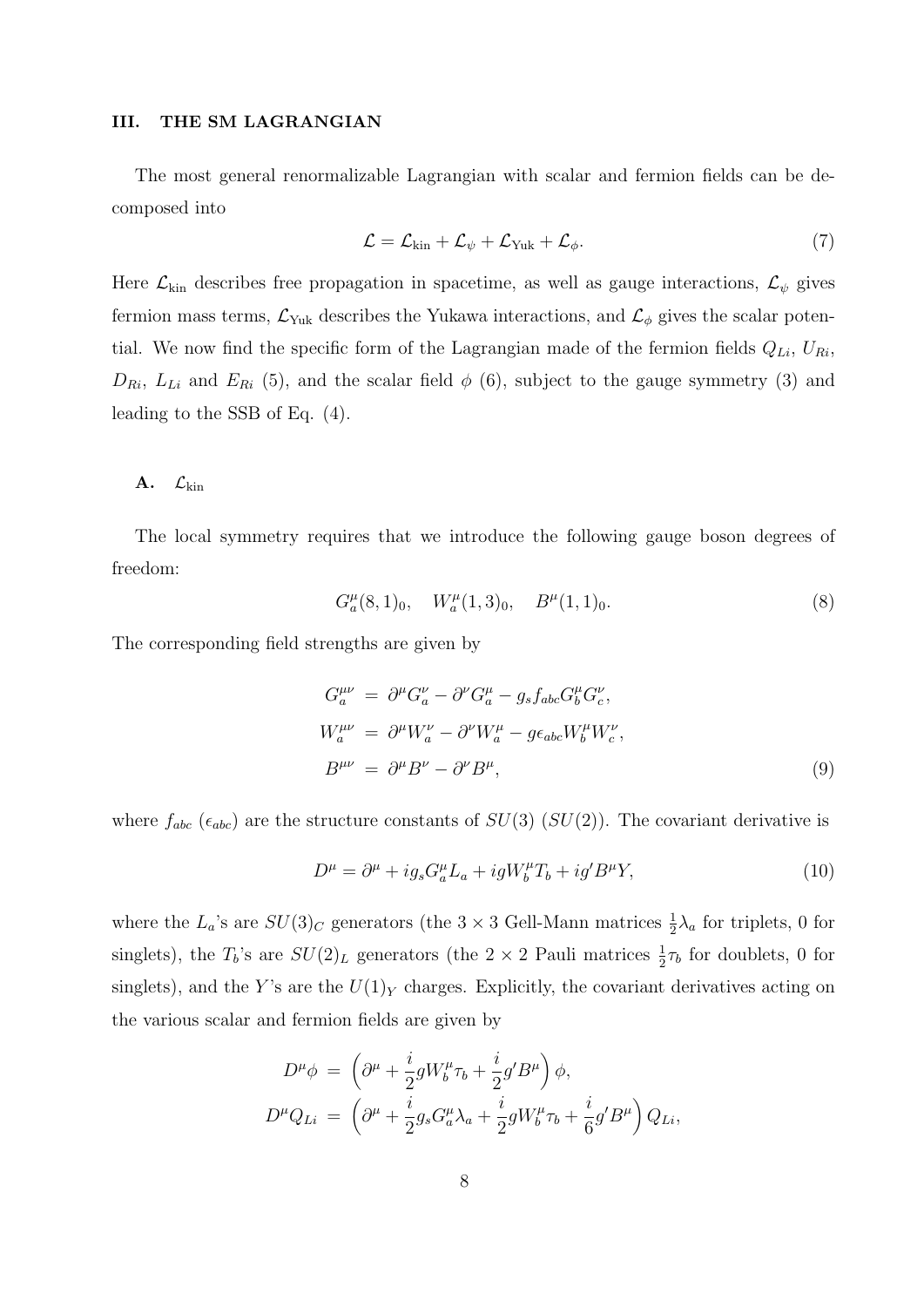## III. THE SM LAGRANGIAN

The most general renormalizable Lagrangian with scalar and fermion fields can be decomposed into

$$\mathcal{L} = \mathcal{L}_{\rm kin} + \mathcal{L}_{\psi} + \mathcal{L}_{\rm Yuk} + \mathcal{L}_{\phi}. \tag{7}$$

Here $\mathcal{L}_{\rm kin}$ describes free propagation in spacetime, as well as gauge interactions, $\mathcal{L}_{\psi}$ gives fermion mass terms, $\mathcal{L}_{\rm Yuk}$ describes the Yukawa interactions, and $\mathcal{L}_{\phi}$ gives the scalar potential. We now find the specific form of the Lagrangian made of the fermion fields $Q_{Li}$, $U_{Ri}$, $D_{Ri}$, $L_{Li}$ and $E_{Ri}$ (5), and the scalar field $\phi$ (6), subject to the gauge symmetry (3) and leading to the SSB of Eq. (4).

### A. $\mathcal{L}_{\rm kin}$

The local symmetry requires that we introduce the following gauge boson degrees of freedom:

$$G_a^\mu(8,1)_0, \quad W_a^\mu(1,3)_0, \quad B^\mu(1,1)_0. \tag{8}$$

The corresponding field strengths are given by

$$\begin{aligned}
G_a^{\mu\nu} &= \partial^\mu G_a^\nu - \partial^\nu G_a^\mu - g_s f_{abc} G_b^\mu G_c^\nu, \\
W_a^{\mu\nu} &= \partial^\mu W_a^\nu - \partial^\nu W_a^\mu - g \epsilon_{abc} W_b^\mu W_c^\nu, \\
B^{\mu\nu} &= \partial^\mu B^\nu - \partial^\nu B^\mu,
\end{aligned} \tag{9}$$

where $f_{abc}$ ($\epsilon_{abc}$) are the structure constants of $SU(3)$ ($SU(2)$). The covariant derivative is

$$D^\mu = \partial^\mu + i g_s G_a^\mu L_a + i g W_b^\mu T_b + i g' B^\mu Y, \tag{10}$$

where the $L_a$'s are $SU(3)_C$ generators (the $3\times 3$ Gell-Mann matrices $\frac{1}{2}\lambda_a$ for triplets, 0 for singlets), the $T_b$'s are $SU(2)_L$ generators (the $2\times 2$ Pauli matrices $\frac{1}{2}\tau_b$ for doublets, 0 for singlets), and the $Y$'s are the $U(1)_Y$ charges. Explicitly, the covariant derivatives acting on the various scalar and fermion fields are given by

$$\begin{aligned}
D^\mu \phi &= \left(\partial^\mu + \frac{i}{2} g W_b^\mu \tau_b + \frac{i}{2} g' B^\mu\right)\phi, \\
D^\mu Q_{Li} &= \left(\partial^\mu + \frac{i}{2} g_s G_a^\mu \lambda_a + \frac{i}{2} g W_b^\mu \tau_b + \frac{i}{6} g' B^\mu\right) Q_{Li},
\end{aligned}$$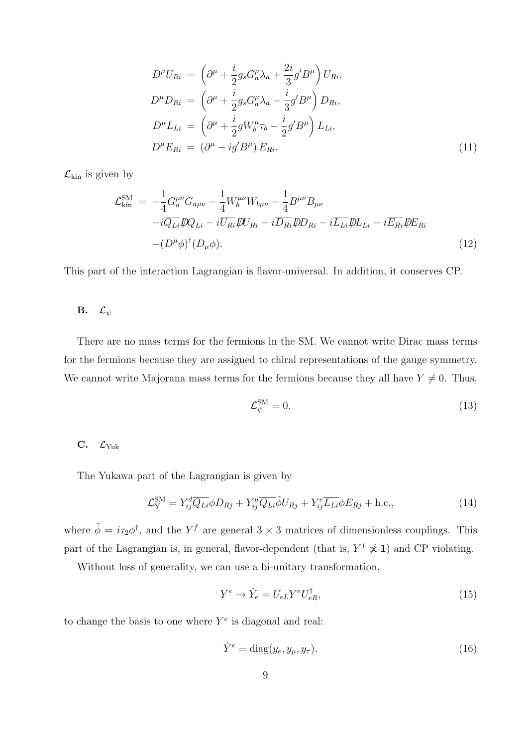$$
\begin{aligned}
D^\mu U_{Ri} &= \left(\partial^\mu + \frac{i}{2} g_s G_a^\mu \lambda_a + \frac{2i}{3} g' B^\mu\right) U_{Ri}, \\
D^\mu D_{Ri} &= \left(\partial^\mu + \frac{i}{2} g_s G_a^\mu \lambda_a - \frac{i}{3} g' B^\mu\right) D_{Ri}, \\
D^\mu L_{Li} &= \left(\partial^\mu + \frac{i}{2} g W_b^\mu \tau_b - \frac{i}{2} g' B^\mu\right) L_{Li}, \\
D^\mu E_{Ri} &= \left(\partial^\mu - i g' B^\mu\right) E_{Ri}.
\end{aligned} \tag{11}
$$

$\mathcal{L}_{\rm kin}$ is given by

$$
\begin{aligned}
\mathcal{L}_{\rm kin}^{\rm SM} = & -\frac{1}{4} G_a^{\mu\nu} G_{a\mu\nu} - \frac{1}{4} W_b^{\mu\nu} W_{b\mu\nu} - \frac{1}{4} B^{\mu\nu} B_{\mu\nu} \\
& - i\overline{Q_{Li}} \not{D} Q_{Li} - i\overline{U_{Ri}} \not{D} U_{Ri} - i\overline{D_{Ri}} \not{D} D_{Ri} - i\overline{L_{Li}} \not{D} L_{Li} - i\overline{E_{Ri}} \not{D} E_{Ri} \\
& - (D^\mu \phi)^\dagger (D_\mu \phi).
\end{aligned} \tag{12}
$$

This part of the interaction Lagrangian is flavor-universal. In addition, it conserves CP.

### B. $\mathcal{L}_\psi$

There are no mass terms for the fermions in the SM. We cannot write Dirac mass terms for the fermions because they are assigned to chiral representations of the gauge symmetry. We cannot write Majorana mass terms for the fermions because they all have $Y \neq 0$. Thus,

$$
\mathcal{L}_\psi^{\rm SM} = 0. \tag{13}
$$

### C. $\mathcal{L}_{\rm Yuk}$

The Yukawa part of the Lagrangian is given by

$$
\mathcal{L}_{\rm Y}^{\rm SM} = Y_{ij}^d \overline{Q_{Li}} \phi D_{Rj} + Y_{ij}^u \overline{Q_{Li}} \tilde{\phi} U_{Rj} + Y_{ij}^e \overline{L_{Li}} \phi E_{Rj} + \text{h.c.}, \tag{14}
$$

where $\tilde{\phi} = i\tau_2 \phi^\dagger$, and the $Y^f$ are general $3 \times 3$ matrices of dimensionless couplings. This part of the Lagrangian is, in general, flavor-dependent (that is, $Y^f \not\propto \mathbf{1}$) and CP violating.

Without loss of generality, we can use a bi-unitary transformation,

$$
Y^e \to \hat{Y}_e = U_{eL} Y^e U_{eR}^\dagger, \tag{15}
$$

to change the basis to one where $Y^e$ is diagonal and real:

$$
\hat{Y}^e = \text{diag}(y_e, y_\mu, y_\tau). \tag{16}
$$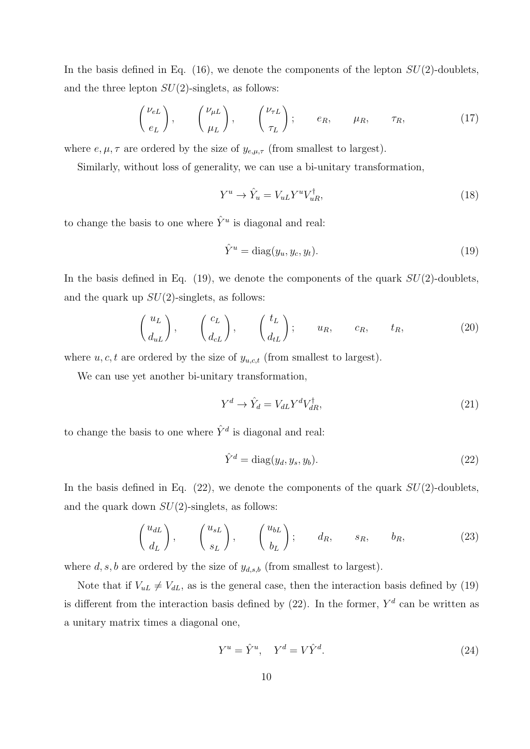In the basis defined in Eq. (16), we denote the components of the lepton $SU(2)$-doublets, and the three lepton $SU(2)$-singlets, as follows:

$$\begin{pmatrix} \nu_{eL} \\ e_L \end{pmatrix}, \qquad \begin{pmatrix} \nu_{\mu L} \\ \mu_L \end{pmatrix}, \qquad \begin{pmatrix} \nu_{\tau L} \\ \tau_L \end{pmatrix}; \qquad e_R, \qquad \mu_R, \qquad \tau_R, \tag{17}$$

where $e, \mu, \tau$ are ordered by the size of $y_{e,\mu,\tau}$ (from smallest to largest).

Similarly, without loss of generality, we can use a bi-unitary transformation,

$$Y^u \to \hat{Y}_u = V_{uL} Y^u V_{uR}^\dagger, \tag{18}$$

to change the basis to one where $\hat{Y}^u$ is diagonal and real:

$$\hat{Y}^u = \text{diag}(y_u, y_c, y_t). \tag{19}$$

In the basis defined in Eq. (19), we denote the components of the quark $SU(2)$-doublets, and the quark up $SU(2)$-singlets, as follows:

$$\begin{pmatrix} u_L \\ d_{uL} \end{pmatrix}, \qquad \begin{pmatrix} c_L \\ d_{cL} \end{pmatrix}, \qquad \begin{pmatrix} t_L \\ d_{tL} \end{pmatrix}; \qquad u_R, \qquad c_R, \qquad t_R, \tag{20}$$

where $u, c, t$ are ordered by the size of $y_{u,c,t}$ (from smallest to largest).

We can use yet another bi-unitary transformation,

$$Y^d \to \hat{Y}_d = V_{dL} Y^d V_{dR}^\dagger, \tag{21}$$

to change the basis to one where $\hat{Y}^d$ is diagonal and real:

$$\hat{Y}^d = \text{diag}(y_d, y_s, y_b). \tag{22}$$

In the basis defined in Eq. (22), we denote the components of the quark $SU(2)$-doublets, and the quark down $SU(2)$-singlets, as follows:

$$\begin{pmatrix} u_{dL} \\ d_L \end{pmatrix}, \qquad \begin{pmatrix} u_{sL} \\ s_L \end{pmatrix}, \qquad \begin{pmatrix} u_{bL} \\ b_L \end{pmatrix}; \qquad d_R, \qquad s_R, \qquad b_R, \tag{23}$$

where $d, s, b$ are ordered by the size of $y_{d,s,b}$ (from smallest to largest).

Note that if $V_{uL} \neq V_{dL}$, as is the general case, then the interaction basis defined by (19) is different from the interaction basis defined by (22). In the former, $Y^d$ can be written as a unitary matrix times a diagonal one,

$$Y^u = \hat{Y}^u, \quad Y^d = V \hat{Y}^d. \tag{24}$$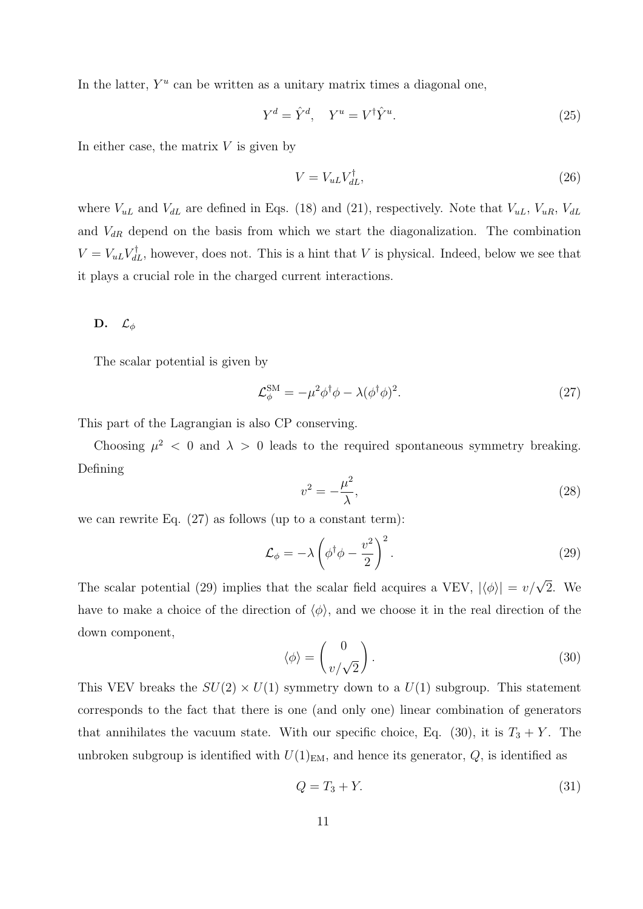In the latter, $Y^u$ can be written as a unitary matrix times a diagonal one,

$$Y^d = \hat{Y}^d, \quad Y^u = V^\dagger \hat{Y}^u. \tag{25}$$

In either case, the matrix $V$ is given by

$$V = V_{uL} V_{dL}^\dagger, \tag{26}$$

where $V_{uL}$ and $V_{dL}$ are defined in Eqs. (18) and (21), respectively. Note that $V_{uL}$, $V_{uR}$, $V_{dL}$ and $V_{dR}$ depend on the basis from which we start the diagonalization. The combination $V = V_{uL} V_{dL}^\dagger$, however, does not. This is a hint that $V$ is physical. Indeed, below we see that it plays a crucial role in the charged current interactions.

### D. $\mathcal{L}_\phi$

The scalar potential is given by

$$\mathcal{L}_\phi^{\rm SM} = -\mu^2 \phi^\dagger \phi - \lambda (\phi^\dagger \phi)^2. \tag{27}$$

This part of the Lagrangian is also CP conserving.

Choosing $\mu^2 < 0$ and $\lambda > 0$ leads to the required spontaneous symmetry breaking. Defining

$$v^2 = -\frac{\mu^2}{\lambda}, \tag{28}$$

we can rewrite Eq. (27) as follows (up to a constant term):

$$\mathcal{L}_\phi = -\lambda \left( \phi^\dagger \phi - \frac{v^2}{2} \right)^2. \tag{29}$$

The scalar potential (29) implies that the scalar field acquires a VEV, $|\langle \phi \rangle| = v/\sqrt{2}$. We have to make a choice of the direction of $\langle \phi \rangle$, and we choose it in the real direction of the down component,

$$\langle \phi \rangle = \begin{pmatrix} 0 \\ v/\sqrt{2} \end{pmatrix}. \tag{30}$$

This VEV breaks the $SU(2) \times U(1)$ symmetry down to a $U(1)$ subgroup. This statement corresponds to the fact that there is one (and only one) linear combination of generators that annihilates the vacuum state. With our specific choice, Eq. (30), it is $T_3 + Y$. The unbroken subgroup is identified with $U(1)_{\rm EM}$, and hence its generator, $Q$, is identified as

$$Q = T_3 + Y. \tag{31}$$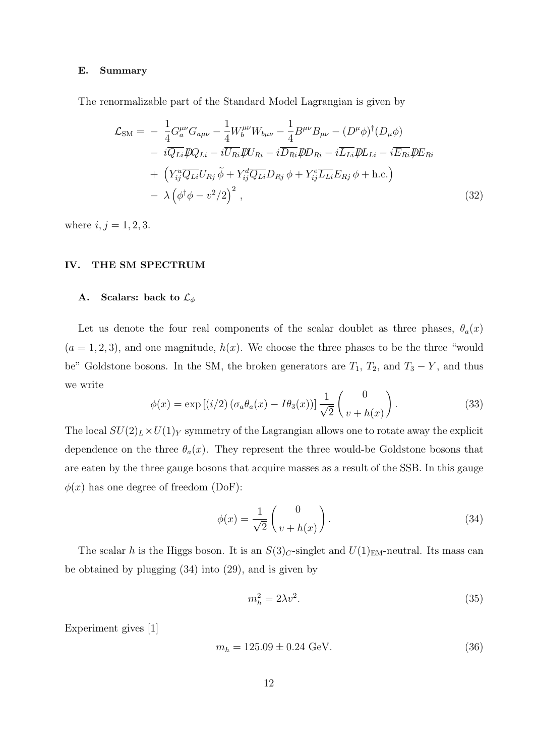### E. Summary

The renormalizable part of the Standard Model Lagrangian is given by

$$
\begin{aligned}
\mathcal{L}_{\rm SM} = & -\frac{1}{4}G_a^{\mu\nu}G_{a\mu\nu} - \frac{1}{4}W_b^{\mu\nu}W_{b\mu\nu} - \frac{1}{4}B^{\mu\nu}B_{\mu\nu} - (D^\mu\phi)^\dagger(D_\mu\phi) \\
& - i\overline{Q_{Li}}\not{D}Q_{Li} - i\overline{U_{Ri}}\not{D}U_{Ri} - i\overline{D_{Ri}}\not{D}D_{Ri} - i\overline{L_{Li}}\not{D}L_{Li} - i\overline{E_{Ri}}\not{D}E_{Ri} \\
& + \left(Y_{ij}^u\overline{Q_{Li}}U_{Rj}\,\widetilde{\phi} + Y_{ij}^d\overline{Q_{Li}}D_{Rj}\,\phi + Y_{ij}^e\overline{L_{Li}}E_{Rj}\,\phi + \text{h.c.}\right) \\
& - \lambda\left(\phi^\dagger\phi - v^2/2\right)^2 ,
\end{aligned}
\tag{32}
$$

where $i,j = 1,2,3$.

## IV. THE SM SPECTRUM

### A. Scalars: back to $\mathcal{L}_\phi$

Let us denote the four real components of the scalar doublet as three phases, $\theta_a(x)$ ($a = 1,2,3$), and one magnitude, $h(x)$. We choose the three phases to be the three "would be" Goldstone bosons. In the SM, the broken generators are $T_1$, $T_2$, and $T_3 - Y$, and thus we write

$$
\phi(x) = \exp\left[(i/2)\left(\sigma_a\theta_a(x) - I\theta_3(x)\right)\right]\frac{1}{\sqrt{2}}\begin{pmatrix} 0 \\ v + h(x) \end{pmatrix}. \tag{33}
$$

The local $SU(2)_L \times U(1)_Y$ symmetry of the Lagrangian allows one to rotate away the explicit dependence on the three $\theta_a(x)$. They represent the three would-be Goldstone bosons that are eaten by the three gauge bosons that acquire masses as a result of the SSB. In this gauge $\phi(x)$ has one degree of freedom (DoF):

$$
\phi(x) = \frac{1}{\sqrt{2}}\begin{pmatrix} 0 \\ v + h(x) \end{pmatrix}. \tag{34}
$$

The scalar $h$ is the Higgs boson. It is an $S(3)_C$-singlet and $U(1)_{\rm EM}$-neutral. Its mass can be obtained by plugging (34) into (29), and is given by

$$
m_h^2 = 2\lambda v^2. \tag{35}
$$

Experiment gives [1]

$$
m_h = 125.09 \pm 0.24 \text{ GeV}. \tag{36}
$$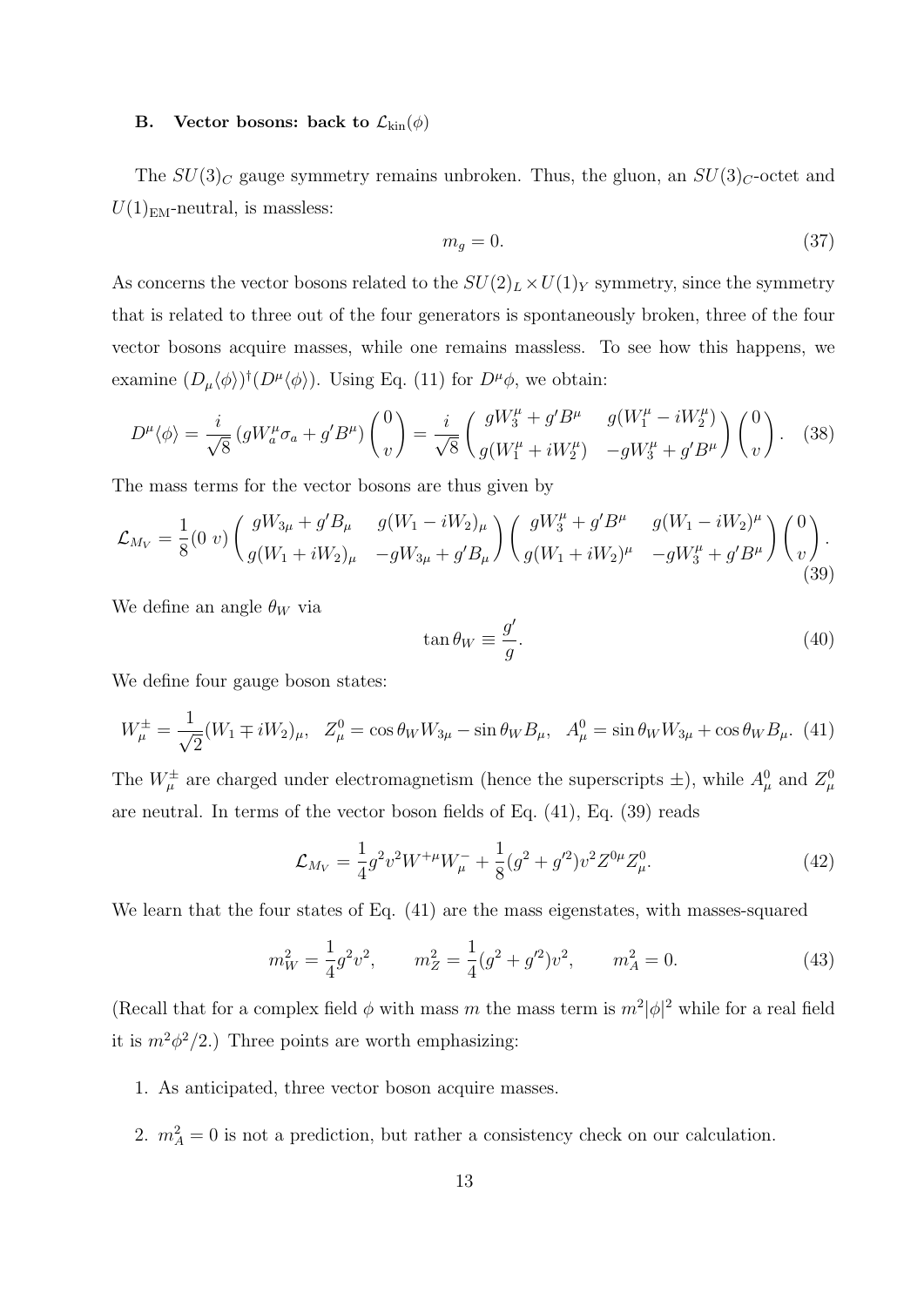### B. Vector bosons: back to $\mathcal{L}_{\rm kin}(\phi)$

The $SU(3)_C$ gauge symmetry remains unbroken. Thus, the gluon, an $SU(3)_C$-octet and $U(1)_{\rm EM}$-neutral, is massless:

$$m_g = 0. \tag{37}$$

As concerns the vector bosons related to the $SU(2)_L \times U(1)_Y$ symmetry, since the symmetry that is related to three out of the four generators is spontaneously broken, three of the four vector bosons acquire masses, while one remains massless. To see how this happens, we examine $(D_\mu\langle\phi\rangle)^\dagger(D^\mu\langle\phi\rangle)$. Using Eq. (11) for $D^\mu\phi$, we obtain:

$$D^\mu\langle\phi\rangle = \frac{i}{\sqrt{8}}\left(gW_a^\mu\sigma_a + g'B^\mu\right)\begin{pmatrix}0\\ v\end{pmatrix} = \frac{i}{\sqrt{8}}\begin{pmatrix} gW_3^\mu + g'B^\mu & g(W_1^\mu - iW_2^\mu) \\ g(W_1^\mu + iW_2^\mu) & -gW_3^\mu + g'B^\mu\end{pmatrix}\begin{pmatrix}0\\ v\end{pmatrix}. \tag{38}$$

The mass terms for the vector bosons are thus given by

$$\mathcal{L}_{M_V} = \frac{1}{8}(0\ v)\begin{pmatrix} gW_{3\mu} + g'B_\mu & g(W_1 - iW_2)_\mu \\ g(W_1 + iW_2)_\mu & -gW_{3\mu} + g'B_\mu\end{pmatrix}\begin{pmatrix} gW_3^\mu + g'B^\mu & g(W_1 - iW_2)^\mu \\ g(W_1 + iW_2)^\mu & -gW_3^\mu + g'B^\mu\end{pmatrix}\begin{pmatrix}0\\ v\end{pmatrix}. \tag{39}$$

We define an angle $\theta_W$ via

$$\tan\theta_W \equiv \frac{g'}{g}. \tag{40}$$

We define four gauge boson states:

$$W_\mu^\pm = \frac{1}{\sqrt{2}}(W_1 \mp iW_2)_\mu, \quad Z_\mu^0 = \cos\theta_W W_{3\mu} - \sin\theta_W B_\mu, \quad A_\mu^0 = \sin\theta_W W_{3\mu} + \cos\theta_W B_\mu. \tag{41}$$

The $W_\mu^\pm$ are charged under electromagnetism (hence the superscripts $\pm$), while $A_\mu^0$ and $Z_\mu^0$ are neutral. In terms of the vector boson fields of Eq. (41), Eq. (39) reads

$$\mathcal{L}_{M_V} = \frac{1}{4}g^2v^2W^{+\mu}W_\mu^- + \frac{1}{8}(g^2 + g'^2)v^2Z^{0\mu}Z_\mu^0. \tag{42}$$

We learn that the four states of Eq. (41) are the mass eigenstates, with masses-squared

$$m_W^2 = \frac{1}{4}g^2v^2, \qquad m_Z^2 = \frac{1}{4}(g^2 + g'^2)v^2, \qquad m_A^2 = 0. \tag{43}$$

(Recall that for a complex field $\phi$ with mass $m$ the mass term is $m^2|\phi|^2$ while for a real field it is $m^2\phi^2/2$.) Three points are worth emphasizing:

1. As anticipated, three vector boson acquire masses.
2. $m_A^2 = 0$ is not a prediction, but rather a consistency check on our calculation.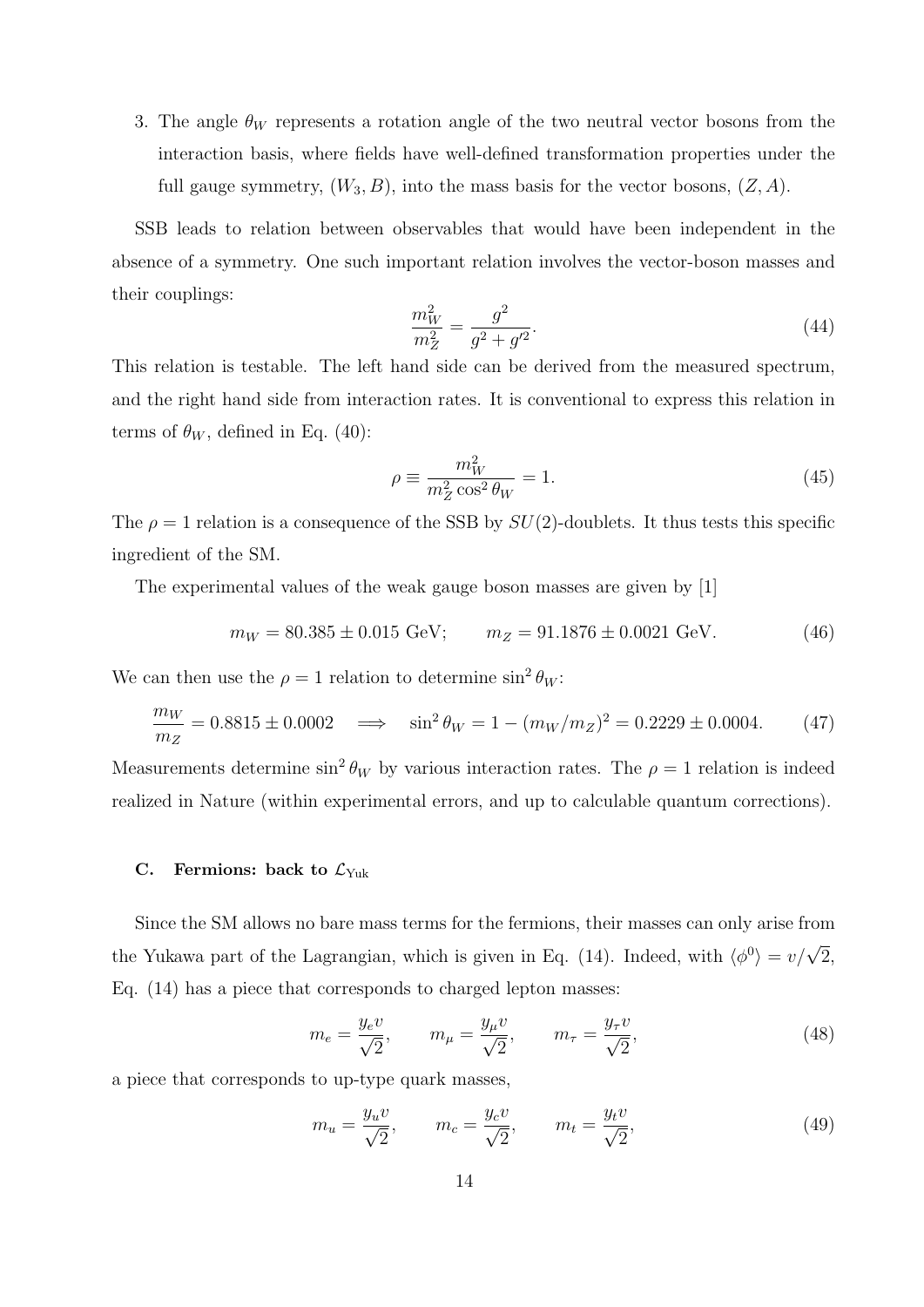3. The angle $\theta_W$ represents a rotation angle of the two neutral vector bosons from the interaction basis, where fields have well-defined transformation properties under the full gauge symmetry, $(W_3, B)$, into the mass basis for the vector bosons, $(Z, A)$.

SSB leads to relation between observables that would have been independent in the absence of a symmetry. One such important relation involves the vector-boson masses and their couplings:

$$\frac{m_W^2}{m_Z^2} = \frac{g^2}{g^2 + g'^2}. \tag{44}$$

This relation is testable. The left hand side can be derived from the measured spectrum, and the right hand side from interaction rates. It is conventional to express this relation in terms of $\theta_W$, defined in Eq. (40):

$$\rho \equiv \frac{m_W^2}{m_Z^2 \cos^2\theta_W} = 1. \tag{45}$$

The $\rho = 1$ relation is a consequence of the SSB by $SU(2)$-doublets. It thus tests this specific ingredient of the SM.

The experimental values of the weak gauge boson masses are given by [1]

$$m_W = 80.385 \pm 0.015 \text{ GeV}; \qquad m_Z = 91.1876 \pm 0.0021 \text{ GeV}. \tag{46}$$

We can then use the $\rho = 1$ relation to determine $\sin^2\theta_W$:

$$\frac{m_W}{m_Z} = 0.8815 \pm 0.0002 \quad \Longrightarrow \quad \sin^2\theta_W = 1 - (m_W/m_Z)^2 = 0.2229 \pm 0.0004. \tag{47}$$

Measurements determine $\sin^2\theta_W$ by various interaction rates. The $\rho = 1$ relation is indeed realized in Nature (within experimental errors, and up to calculable quantum corrections).

### C. Fermions: back to $\mathcal{L}_{\text{Yuk}}$

Since the SM allows no bare mass terms for the fermions, their masses can only arise from the Yukawa part of the Lagrangian, which is given in Eq. (14). Indeed, with $\langle\phi^0\rangle = v/\sqrt{2}$, Eq. (14) has a piece that corresponds to charged lepton masses:

$$m_e = \frac{y_e v}{\sqrt{2}}, \qquad m_\mu = \frac{y_\mu v}{\sqrt{2}}, \qquad m_\tau = \frac{y_\tau v}{\sqrt{2}}, \tag{48}$$

a piece that corresponds to up-type quark masses,

$$m_u = \frac{y_u v}{\sqrt{2}}, \qquad m_c = \frac{y_c v}{\sqrt{2}}, \qquad m_t = \frac{y_t v}{\sqrt{2}}, \tag{49}$$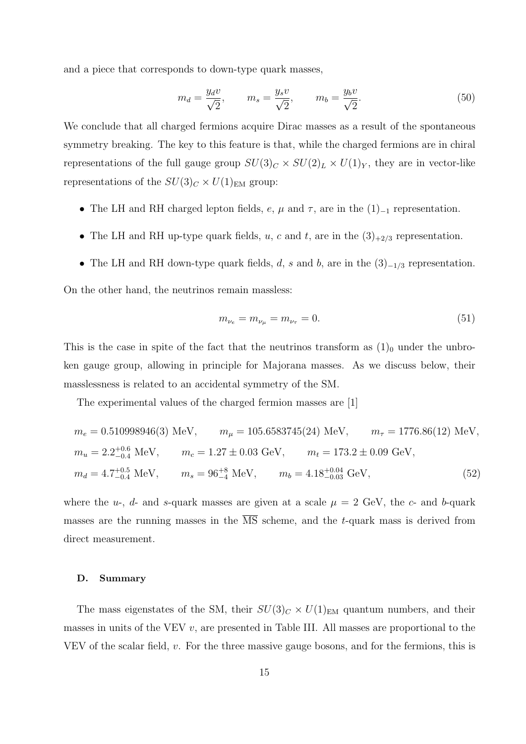and a piece that corresponds to down-type quark masses,

$$m_d = \frac{y_d v}{\sqrt{2}}, \qquad m_s = \frac{y_s v}{\sqrt{2}}, \qquad m_b = \frac{y_b v}{\sqrt{2}}. \tag{50}$$

We conclude that all charged fermions acquire Dirac masses as a result of the spontaneous symmetry breaking. The key to this feature is that, while the charged fermions are in chiral representations of the full gauge group $SU(3)_C \times SU(2)_L \times U(1)_Y$, they are in vector-like representations of the $SU(3)_C \times U(1)_{\rm EM}$ group:

- The LH and RH charged lepton fields, $e$, $\mu$ and $\tau$, are in the $(1)_{-1}$ representation.
- The LH and RH up-type quark fields, $u$, $c$ and $t$, are in the $(3)_{+2/3}$ representation.
- The LH and RH down-type quark fields, $d$, $s$ and $b$, are in the $(3)_{-1/3}$ representation.

On the other hand, the neutrinos remain massless:

$$m_{\nu_e} = m_{\nu_\mu} = m_{\nu_\tau} = 0. \tag{51}$$

This is the case in spite of the fact that the neutrinos transform as $(1)_0$ under the unbroken gauge group, allowing in principle for Majorana masses. As we discuss below, their masslessness is related to an accidental symmetry of the SM.

The experimental values of the charged fermion masses are [1]

$$\begin{aligned}
&m_e = 0.510998946(3)\ \text{MeV}, \qquad m_\mu = 105.6583745(24)\ \text{MeV}, \qquad m_\tau = 1776.86(12)\ \text{MeV}, \\
&m_u = 2.2^{+0.6}_{-0.4}\ \text{MeV}, \qquad m_c = 1.27 \pm 0.03\ \text{GeV}, \qquad m_t = 173.2 \pm 0.09\ \text{GeV}, \\
&m_d = 4.7^{+0.5}_{-0.4}\ \text{MeV}, \qquad m_s = 96^{+8}_{-4}\ \text{MeV}, \qquad m_b = 4.18^{+0.04}_{-0.03}\ \text{GeV},
\end{aligned} \tag{52}$$

where the $u$-, $d$- and $s$-quark masses are given at a scale $\mu = 2$ GeV, the $c$- and $b$-quark masses are the running masses in the $\overline{\rm MS}$ scheme, and the $t$-quark mass is derived from direct measurement.

### D. Summary

The mass eigenstates of the SM, their $SU(3)_C \times U(1)_{\rm EM}$ quantum numbers, and their masses in units of the VEV $v$, are presented in Table III. All masses are proportional to the VEV of the scalar field, $v$. For the three massive gauge bosons, and for the fermions, this is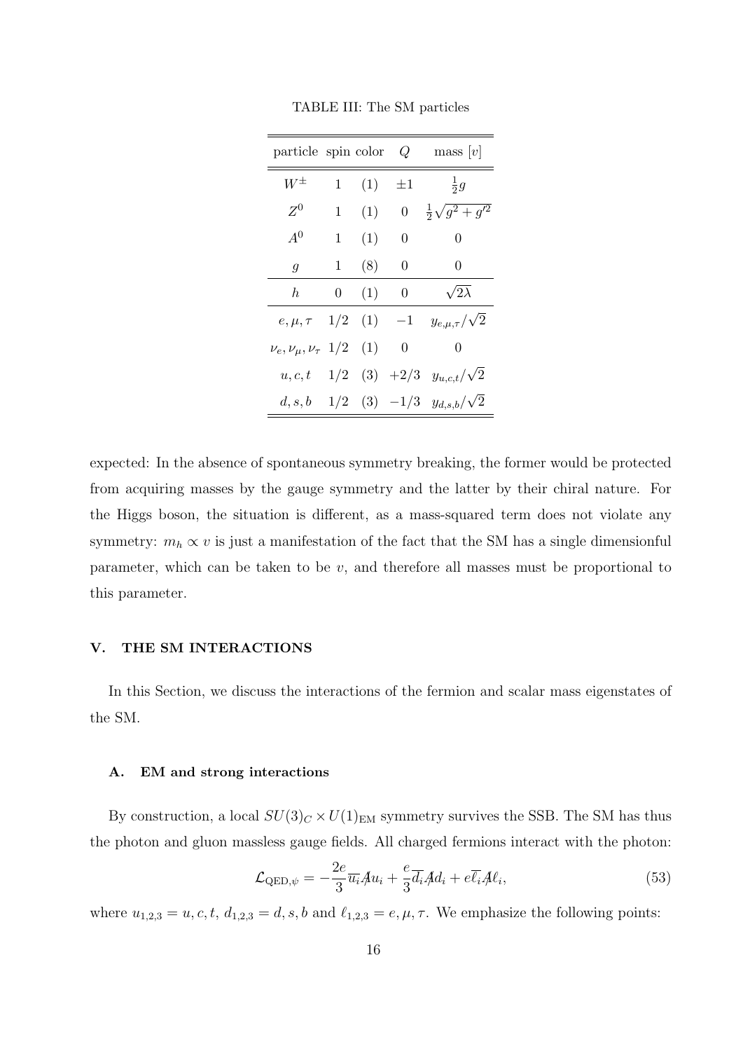TABLE III: The SM particles

| particle | spin | color | $Q$ | mass $[v]$ |
|---|---|---|---|---|
| $W^\pm$ | 1 | (1) | $\pm 1$ | $\frac{1}{2}g$ |
| $Z^0$ | 1 | (1) | 0 | $\frac{1}{2}\sqrt{g^2+g'^2}$ |
| $A^0$ | 1 | (1) | 0 | 0 |
| $g$ | 1 | (8) | 0 | 0 |
| $h$ | 0 | (1) | 0 | $\sqrt{2\lambda}$ |
| $e,\mu,\tau$ | 1/2 | (1) | $-1$ | $y_{e,\mu,\tau}/\sqrt{2}$ |
| $\nu_e,\nu_\mu,\nu_\tau$ | 1/2 | (1) | 0 | 0 |
| $u,c,t$ | 1/2 | (3) | $+2/3$ | $y_{u,c,t}/\sqrt{2}$ |
| $d,s,b$ | 1/2 | (3) | $-1/3$ | $y_{d,s,b}/\sqrt{2}$ |

expected: In the absence of spontaneous symmetry breaking, the former would be protected from acquiring masses by the gauge symmetry and the latter by their chiral nature. For the Higgs boson, the situation is different, as a mass-squared term does not violate any symmetry: $m_h \propto v$ is just a manifestation of the fact that the SM has a single dimensionful parameter, which can be taken to be $v$, and therefore all masses must be proportional to this parameter.

## V. THE SM INTERACTIONS

In this Section, we discuss the interactions of the fermion and scalar mass eigenstates of the SM.

### A. EM and strong interactions

By construction, a local $SU(3)_C \times U(1)_{\rm EM}$ symmetry survives the SSB. The SM has thus the photon and gluon massless gauge fields. All charged fermions interact with the photon:

$$\mathcal{L}_{{\rm QED},\psi} = -\frac{2e}{3}\overline{u_i}\not{A}u_i + \frac{e}{3}\overline{d_i}\not{A}d_i + e\overline{\ell_i}\not{A}\ell_i, \tag{53}$$

where $u_{1,2,3} = u, c, t$, $d_{1,2,3} = d, s, b$ and $\ell_{1,2,3} = e, \mu, \tau$. We emphasize the following points: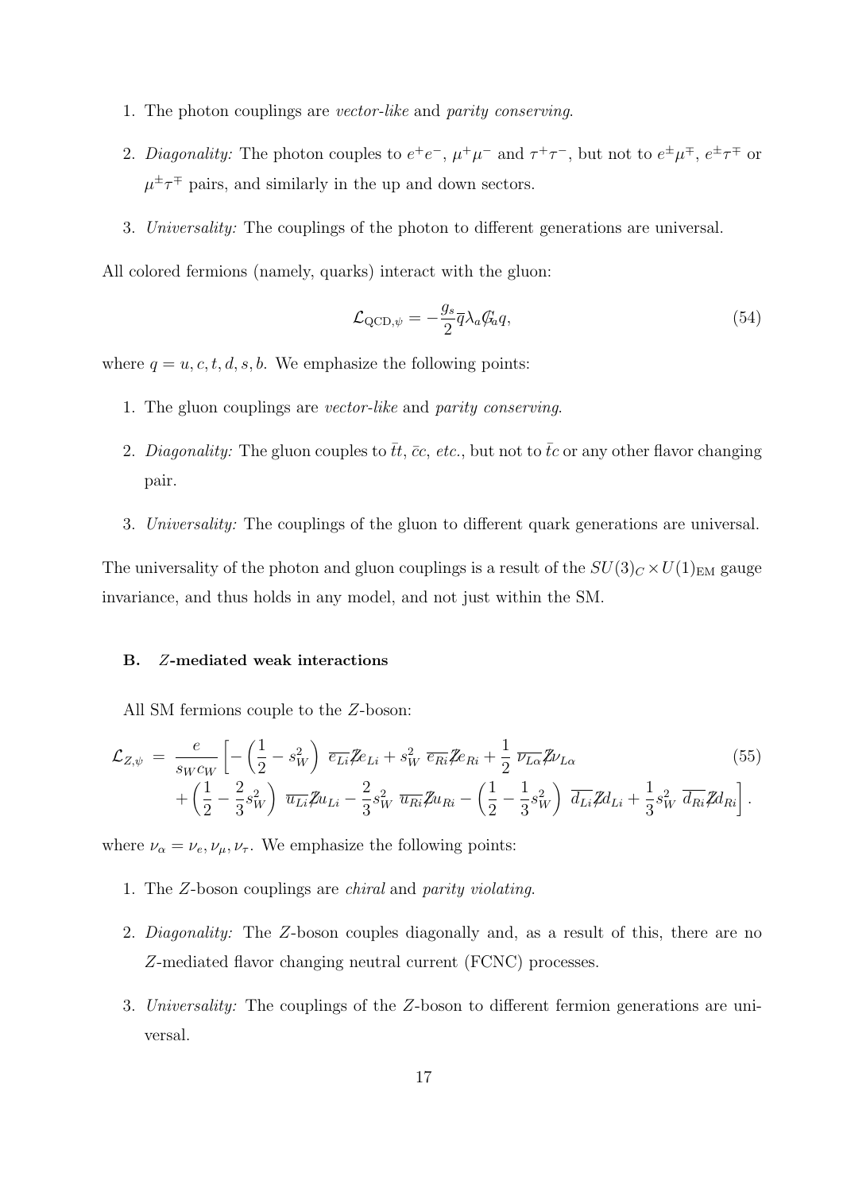1. The photon couplings are *vector-like* and *parity conserving*.

2. *Diagonality:* The photon couples to $e^+e^-$, $\mu^+\mu^-$ and $\tau^+\tau^-$, but not to $e^\pm\mu^\mp$, $e^\pm\tau^\mp$ or $\mu^\pm\tau^\mp$ pairs, and similarly in the up and down sectors.

3. *Universality:* The couplings of the photon to different generations are universal.

All colored fermions (namely, quarks) interact with the gluon:

$$\mathcal{L}_{\text{QCD},\psi} = -\frac{g_s}{2}\overline{q}\lambda_a \not{G}_a q, \tag{54}$$

where $q = u, c, t, d, s, b$. We emphasize the following points:

1. The gluon couplings are *vector-like* and *parity conserving*.

2. *Diagonality:* The gluon couples to $\bar{t}t$, $\bar{c}c$, *etc.*, but not to $\bar{t}c$ or any other flavor changing pair.

3. *Universality:* The couplings of the gluon to different quark generations are universal.

The universality of the photon and gluon couplings is a result of the $SU(3)_C \times U(1)_{\text{EM}}$ gauge invariance, and thus holds in any model, and not just within the SM.

### B. $Z$-mediated weak interactions

All SM fermions couple to the $Z$-boson:

$$\begin{aligned}
\mathcal{L}_{Z,\psi} \ = \ \frac{e}{s_W c_W}\Big[ &-\left(\frac{1}{2} - s_W^2\right)\ \overline{e_{Li}}\not{Z} e_{Li} + s_W^2\ \overline{e_{Ri}}\not{Z} e_{Ri} + \frac{1}{2}\ \overline{\nu_{L\alpha}}\not{Z}\nu_{L\alpha} \\
&+ \left(\frac{1}{2} - \frac{2}{3}s_W^2\right)\ \overline{u_{Li}}\not{Z} u_{Li} - \frac{2}{3}s_W^2\ \overline{u_{Ri}}\not{Z} u_{Ri} - \left(\frac{1}{2} - \frac{1}{3}s_W^2\right)\ \overline{d_{Li}}\not{Z} d_{Li} + \frac{1}{3}s_W^2\ \overline{d_{Ri}}\not{Z} d_{Ri}\Big].
\end{aligned} \tag{55}$$

where $\nu_\alpha = \nu_e, \nu_\mu, \nu_\tau$. We emphasize the following points:

1. The $Z$-boson couplings are *chiral* and *parity violating*.

2. *Diagonality:* The $Z$-boson couples diagonally and, as a result of this, there are no $Z$-mediated flavor changing neutral current (FCNC) processes.

3. *Universality:* The couplings of the $Z$-boson to different fermion generations are universal.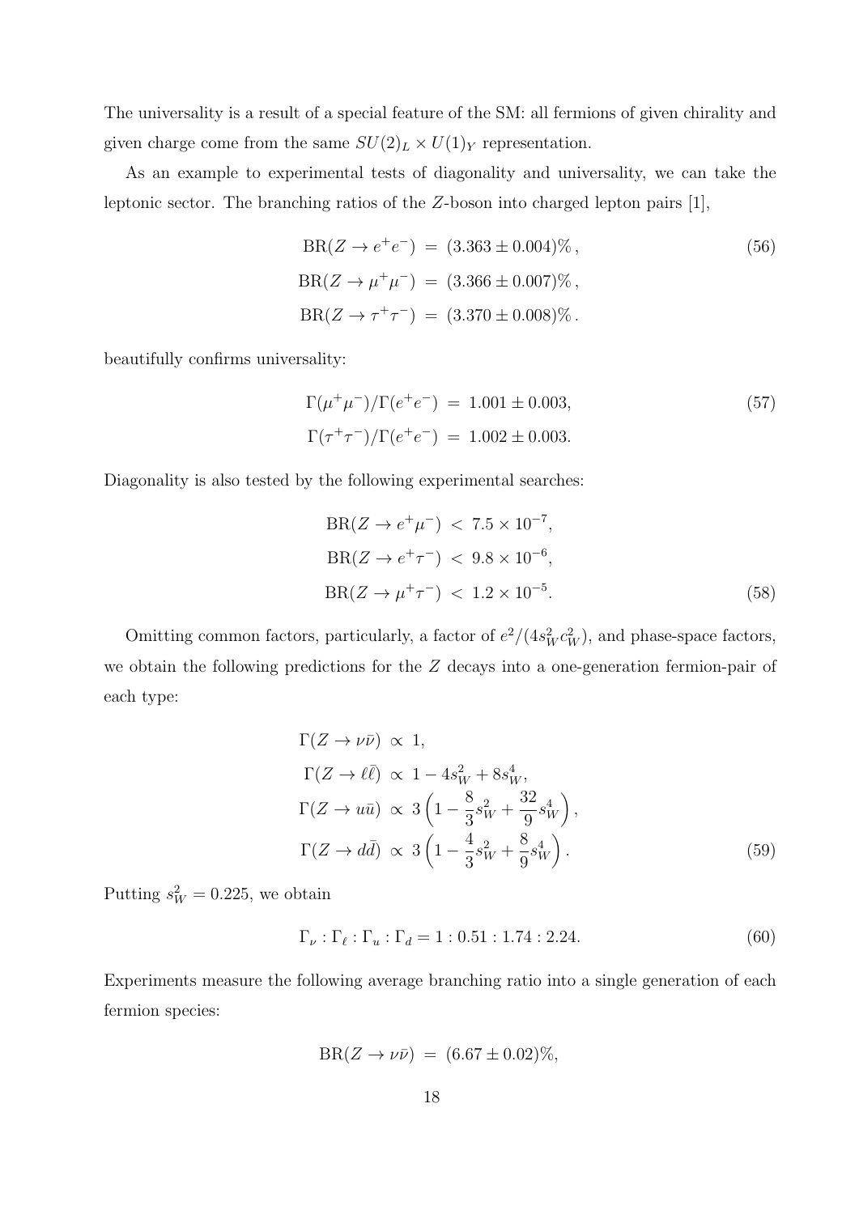The universality is a result of a special feature of the SM: all fermions of given chirality and given charge come from the same $SU(2)_L \times U(1)_Y$ representation.

As an example to experimental tests of diagonality and universality, we can take the leptonic sector. The branching ratios of the $Z$-boson into charged lepton pairs [1],

$$
\begin{aligned}
\mathrm{BR}(Z \to e^+e^-) &= (3.363 \pm 0.004)\%\,, \\
\mathrm{BR}(Z \to \mu^+\mu^-) &= (3.366 \pm 0.007)\%\,, \\
\mathrm{BR}(Z \to \tau^+\tau^-) &= (3.370 \pm 0.008)\%\,.
\end{aligned}
\tag{56}
$$

beautifully confirms universality:

$$
\begin{aligned}
\Gamma(\mu^+\mu^-)/\Gamma(e^+e^-) &= 1.001 \pm 0.003, \\
\Gamma(\tau^+\tau^-)/\Gamma(e^+e^-) &= 1.002 \pm 0.003.
\end{aligned}
\tag{57}
$$

Diagonality is also tested by the following experimental searches:

$$
\begin{aligned}
\mathrm{BR}(Z \to e^+\mu^-) &< 7.5 \times 10^{-7}, \\
\mathrm{BR}(Z \to e^+\tau^-) &< 9.8 \times 10^{-6}, \\
\mathrm{BR}(Z \to \mu^+\tau^-) &< 1.2 \times 10^{-5}.
\end{aligned}
\tag{58}
$$

Omitting common factors, particularly, a factor of $e^2/(4s_W^2c_W^2)$, and phase-space factors, we obtain the following predictions for the $Z$ decays into a one-generation fermion-pair of each type:

$$
\begin{aligned}
\Gamma(Z \to \nu\bar\nu) &\propto 1, \\
\Gamma(Z \to \ell\bar\ell) &\propto 1 - 4s_W^2 + 8s_W^4, \\
\Gamma(Z \to u\bar u) &\propto 3\left(1 - \frac{8}{3}s_W^2 + \frac{32}{9}s_W^4\right), \\
\Gamma(Z \to d\bar d) &\propto 3\left(1 - \frac{4}{3}s_W^2 + \frac{8}{9}s_W^4\right).
\end{aligned}
\tag{59}
$$

Putting $s_W^2 = 0.225$, we obtain

$$
\Gamma_\nu : \Gamma_\ell : \Gamma_u : \Gamma_d = 1 : 0.51 : 1.74 : 2.24. \tag{60}
$$

Experiments measure the following average branching ratio into a single generation of each fermion species:

$$
\mathrm{BR}(Z \to \nu\bar\nu) = (6.67 \pm 0.02)\%,
$$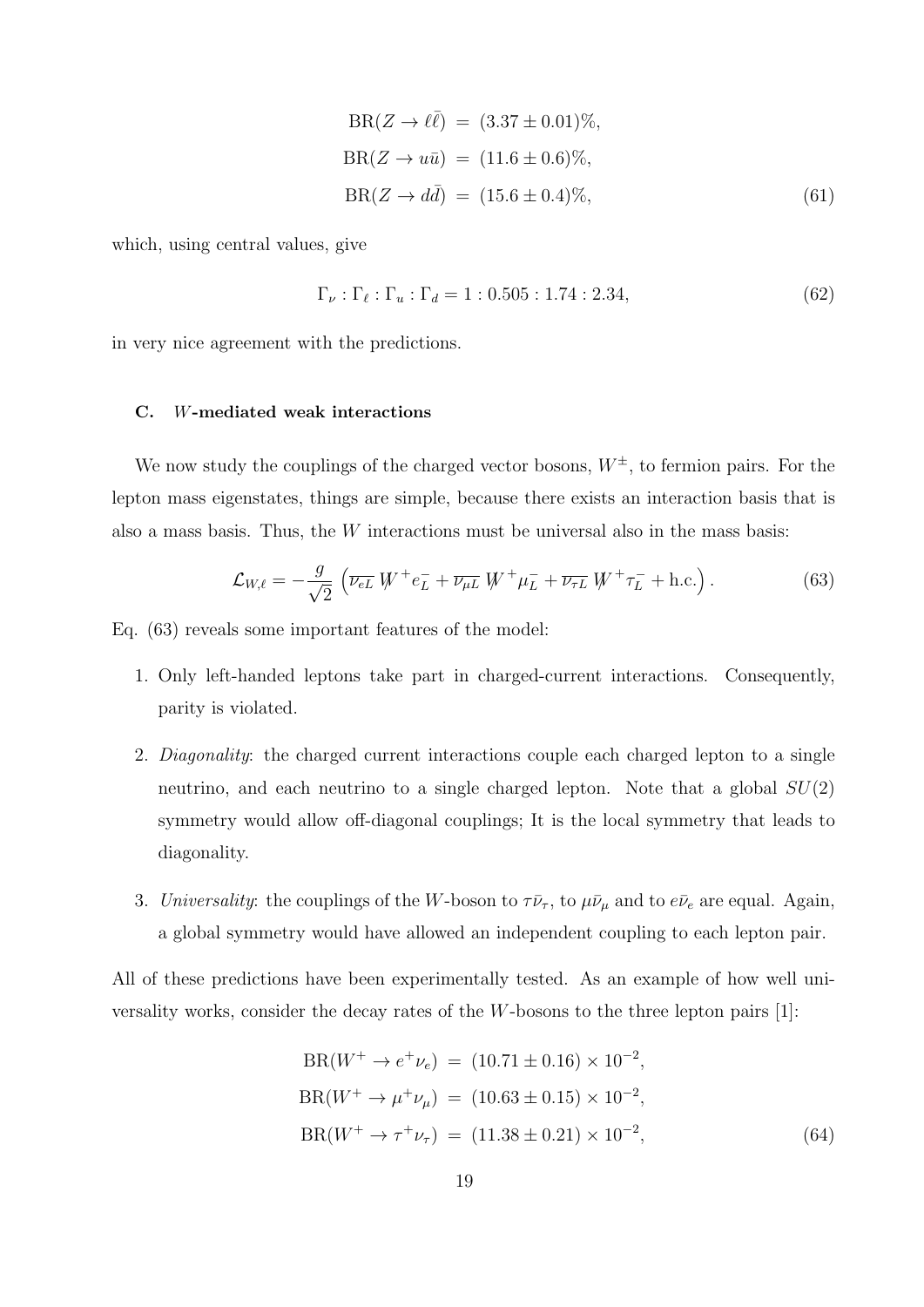$$
\begin{aligned}
\mathrm{BR}(Z \to \ell\bar{\ell}) &= (3.37 \pm 0.01)\%, \\
\mathrm{BR}(Z \to u\bar{u}) &= (11.6 \pm 0.6)\%, \\
\mathrm{BR}(Z \to d\bar{d}) &= (15.6 \pm 0.4)\%,
\end{aligned} \tag{61}
$$

which, using central values, give

$$
\Gamma_\nu : \Gamma_\ell : \Gamma_u : \Gamma_d = 1 : 0.505 : 1.74 : 2.34, \tag{62}
$$

in very nice agreement with the predictions.

### C. $W$-mediated weak interactions

We now study the couplings of the charged vector bosons, $W^\pm$, to fermion pairs. For the lepton mass eigenstates, things are simple, because there exists an interaction basis that is also a mass basis. Thus, the $W$ interactions must be universal also in the mass basis:

$$
\mathcal{L}_{W,\ell} = -\frac{g}{\sqrt{2}} \left( \overline{\nu_{eL}} \, \not{W}^+ e_L^- + \overline{\nu_{\mu L}} \, \not{W}^+ \mu_L^- + \overline{\nu_{\tau L}} \, \not{W}^+ \tau_L^- + \text{h.c.} \right). \tag{63}
$$

Eq. (63) reveals some important features of the model:

1. Only left-handed leptons take part in charged-current interactions. Consequently, parity is violated.

2. *Diagonality*: the charged current interactions couple each charged lepton to a single neutrino, and each neutrino to a single charged lepton. Note that a global $SU(2)$ symmetry would allow off-diagonal couplings; It is the local symmetry that leads to diagonality.

3. *Universality*: the couplings of the $W$-boson to $\tau\bar{\nu}_\tau$, to $\mu\bar{\nu}_\mu$ and to $e\bar{\nu}_e$ are equal. Again, a global symmetry would have allowed an independent coupling to each lepton pair.

All of these predictions have been experimentally tested. As an example of how well universality works, consider the decay rates of the $W$-bosons to the three lepton pairs [1]:

$$
\begin{aligned}
\mathrm{BR}(W^+ \to e^+\nu_e) &= (10.71 \pm 0.16) \times 10^{-2}, \\
\mathrm{BR}(W^+ \to \mu^+\nu_\mu) &= (10.63 \pm 0.15) \times 10^{-2}, \\
\mathrm{BR}(W^+ \to \tau^+\nu_\tau) &= (11.38 \pm 0.21) \times 10^{-2},
\end{aligned} \tag{64}
$$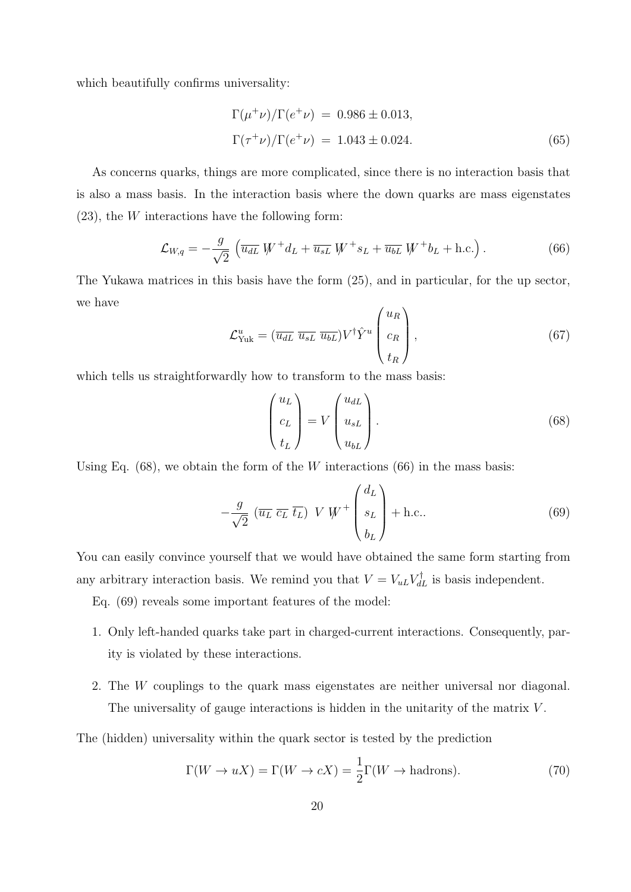which beautifully confirms universality:

$$\begin{aligned}
\Gamma(\mu^+\nu)/\Gamma(e^+\nu) &= 0.986 \pm 0.013, \\
\Gamma(\tau^+\nu)/\Gamma(e^+\nu) &= 1.043 \pm 0.024.
\end{aligned} \tag{65}$$

As concerns quarks, things are more complicated, since there is no interaction basis that is also a mass basis. In the interaction basis where the down quarks are mass eigenstates (23), the $W$ interactions have the following form:

$$\mathcal{L}_{W,q} = -\frac{g}{\sqrt{2}} \left( \overline{u_{dL}} \not{W}^+ d_L + \overline{u_{sL}} \not{W}^+ s_L + \overline{u_{bL}} \not{W}^+ b_L + \text{h.c.} \right). \tag{66}$$

The Yukawa matrices in this basis have the form (25), and in particular, for the up sector, we have

$$\mathcal{L}^u_{\text{Yuk}} = (\overline{u_{dL}} \; \overline{u_{sL}} \; \overline{u_{bL}}) V^\dagger \hat{Y}^u \begin{pmatrix} u_R \\ c_R \\ t_R \end{pmatrix}, \tag{67}$$

which tells us straightforwardly how to transform to the mass basis:

$$\begin{pmatrix} u_L \\ c_L \\ t_L \end{pmatrix} = V \begin{pmatrix} u_{dL} \\ u_{sL} \\ u_{bL} \end{pmatrix}. \tag{68}$$

Using Eq. (68), we obtain the form of the $W$ interactions (66) in the mass basis:

$$-\frac{g}{\sqrt{2}} \; (\overline{u_L} \; \overline{c_L} \; \overline{t_L}) \; V \not{W}^+ \begin{pmatrix} d_L \\ s_L \\ b_L \end{pmatrix} + \text{h.c.}. \tag{69}$$

You can easily convince yourself that we would have obtained the same form starting from any arbitrary interaction basis. We remind you that $V = V_{uL} V_{dL}^\dagger$ is basis independent.

Eq. (69) reveals some important features of the model:

1. Only left-handed quarks take part in charged-current interactions. Consequently, parity is violated by these interactions.

2. The $W$ couplings to the quark mass eigenstates are neither universal nor diagonal. The universality of gauge interactions is hidden in the unitarity of the matrix $V$.

The (hidden) universality within the quark sector is tested by the prediction

$$\Gamma(W \to uX) = \Gamma(W \to cX) = \frac{1}{2}\Gamma(W \to \text{hadrons}). \tag{70}$$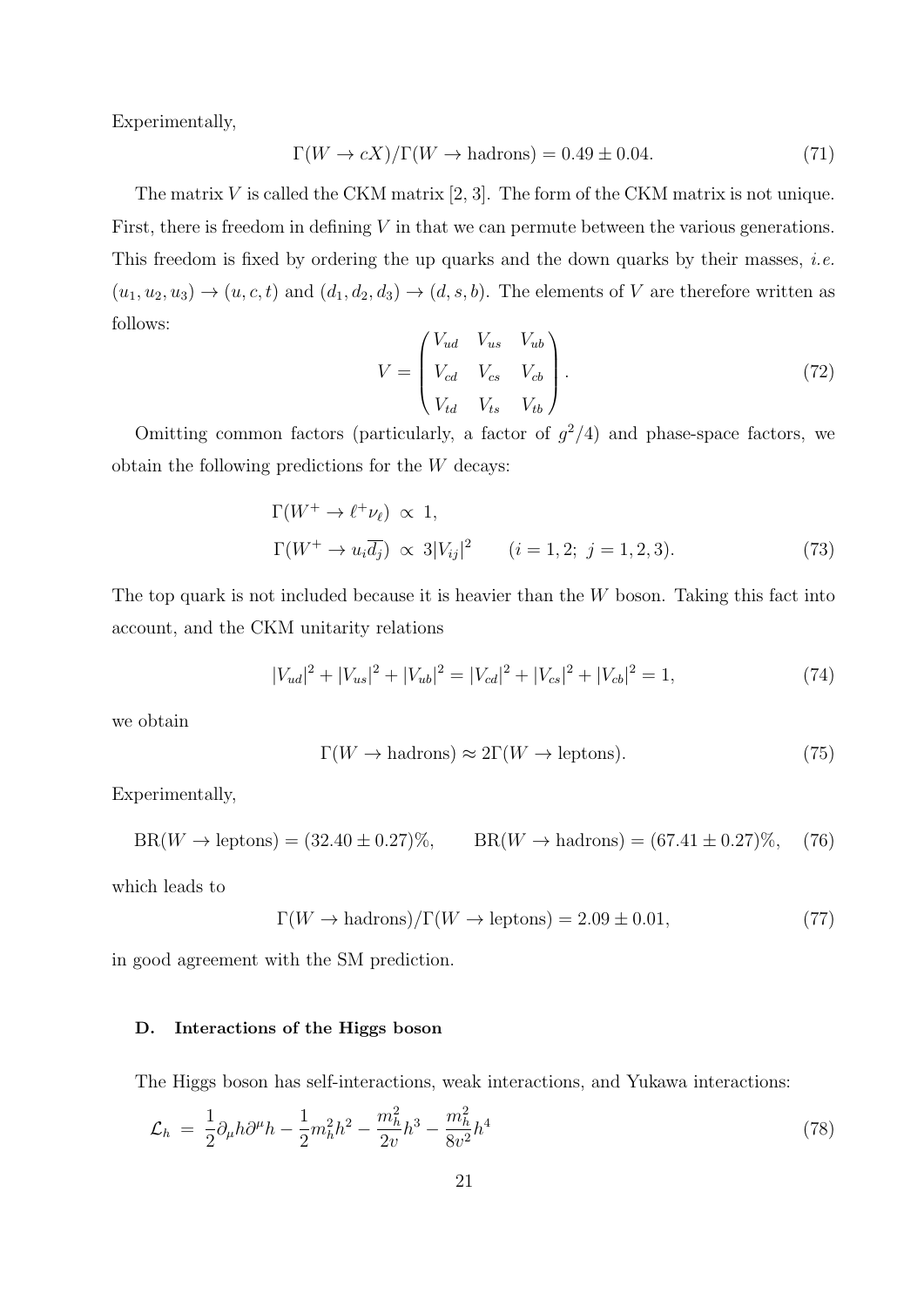Experimentally,

$$\Gamma(W \to cX)/\Gamma(W \to \text{hadrons}) = 0.49 \pm 0.04. \tag{71}$$

The matrix $V$ is called the CKM matrix [2, 3]. The form of the CKM matrix is not unique. First, there is freedom in defining $V$ in that we can permute between the various generations. This freedom is fixed by ordering the up quarks and the down quarks by their masses, *i.e.* $(u_1, u_2, u_3) \to (u, c, t)$ and $(d_1, d_2, d_3) \to (d, s, b)$. The elements of $V$ are therefore written as follows:

$$V = \begin{pmatrix} V_{ud} & V_{us} & V_{ub} \\ V_{cd} & V_{cs} & V_{cb} \\ V_{td} & V_{ts} & V_{tb} \end{pmatrix}. \tag{72}$$

Omitting common factors (particularly, a factor of $g^2/4$) and phase-space factors, we obtain the following predictions for the $W$ decays:

$$\begin{aligned} \Gamma(W^+ \to \ell^+ \nu_\ell) &\propto 1, \\ \Gamma(W^+ \to u_i \overline{d_j}) &\propto 3|V_{ij}|^2 \qquad (i = 1, 2;\ j = 1, 2, 3). \end{aligned} \tag{73}$$

The top quark is not included because it is heavier than the $W$ boson. Taking this fact into account, and the CKM unitarity relations

$$|V_{ud}|^2 + |V_{us}|^2 + |V_{ub}|^2 = |V_{cd}|^2 + |V_{cs}|^2 + |V_{cb}|^2 = 1, \tag{74}$$

we obtain

$$\Gamma(W \to \text{hadrons}) \approx 2\Gamma(W \to \text{leptons}). \tag{75}$$

Experimentally,

$$\text{BR}(W \to \text{leptons}) = (32.40 \pm 0.27)\%, \qquad \text{BR}(W \to \text{hadrons}) = (67.41 \pm 0.27)\%, \tag{76}$$

which leads to

$$\Gamma(W \to \text{hadrons})/\Gamma(W \to \text{leptons}) = 2.09 \pm 0.01, \tag{77}$$

in good agreement with the SM prediction.

### D. Interactions of the Higgs boson

The Higgs boson has self-interactions, weak interactions, and Yukawa interactions:

$$\mathcal{L}_h = \frac{1}{2}\partial_\mu h \partial^\mu h - \frac{1}{2}m_h^2 h^2 - \frac{m_h^2}{2v}h^3 - \frac{m_h^2}{8v^2}h^4 \tag{78}$$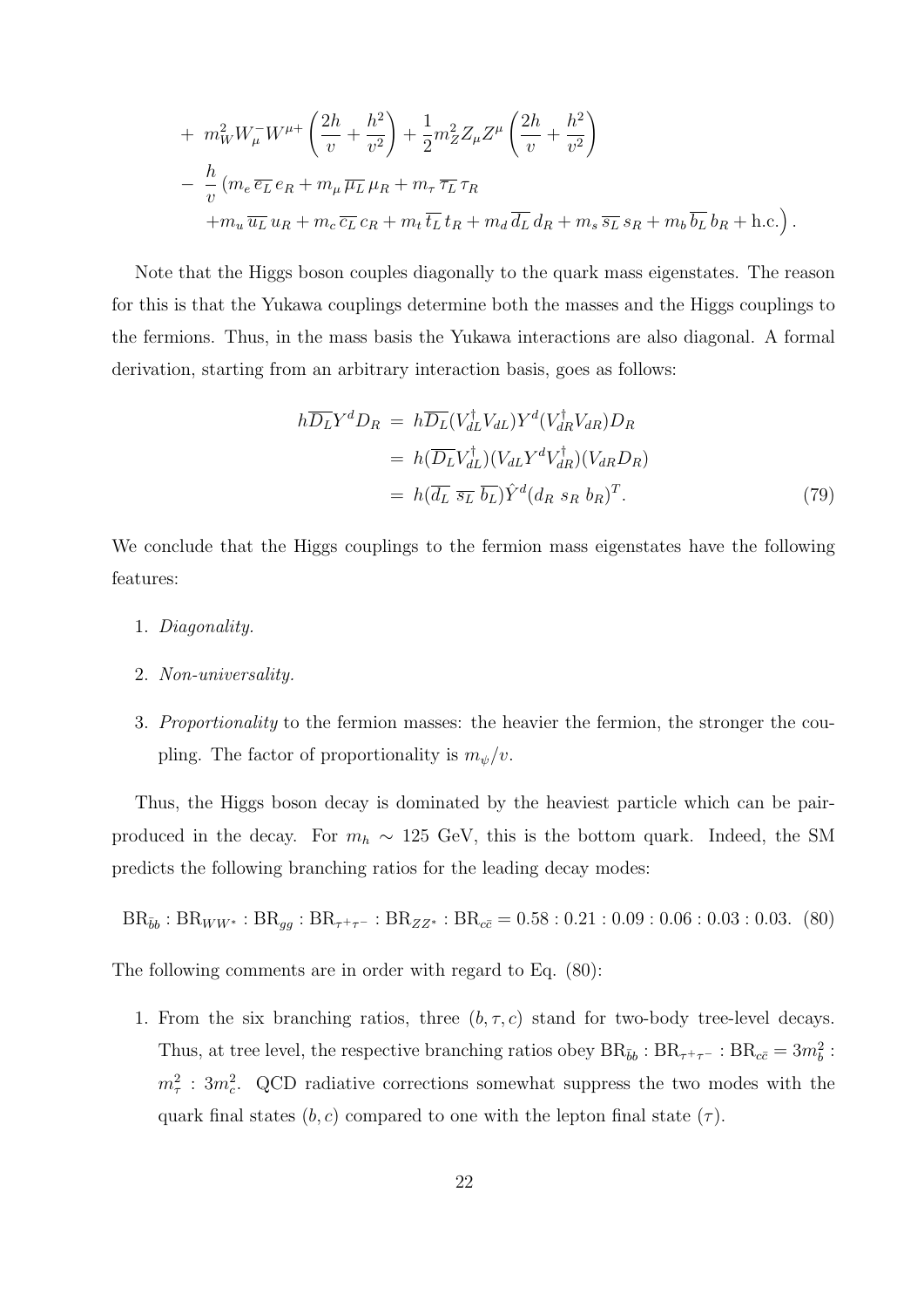$$
\begin{aligned}
&+ \; m_W^2 W_\mu^- W^{\mu+} \left( \frac{2h}{v} + \frac{h^2}{v^2} \right) + \frac{1}{2} m_Z^2 Z_\mu Z^\mu \left( \frac{2h}{v} + \frac{h^2}{v^2} \right) \\
&- \; \frac{h}{v} \left( m_e \, \overline{e_L} \, e_R + m_\mu \, \overline{\mu_L} \, \mu_R + m_\tau \, \overline{\tau_L} \, \tau_R \right. \\
&\quad \left. + m_u \, \overline{u_L} \, u_R + m_c \, \overline{c_L} \, c_R + m_t \, \overline{t_L} \, t_R + m_d \, \overline{d_L} \, d_R + m_s \, \overline{s_L} \, s_R + m_b \, \overline{b_L} \, b_R + \text{h.c.} \right).
\end{aligned}
$$

Note that the Higgs boson couples diagonally to the quark mass eigenstates. The reason for this is that the Yukawa couplings determine both the masses and the Higgs couplings to the fermions. Thus, in the mass basis the Yukawa interactions are also diagonal. A formal derivation, starting from an arbitrary interaction basis, goes as follows:

$$
\begin{aligned}
h \overline{D_L} Y^d D_R &= h \overline{D_L} (V_{dL}^\dagger V_{dL}) Y^d (V_{dR}^\dagger V_{dR}) D_R \\
&= h (\overline{D_L} V_{dL}^\dagger)(V_{dL} Y^d V_{dR}^\dagger)(V_{dR} D_R) \\
&= h (\overline{d_L} \; \overline{s_L} \; \overline{b_L}) \hat{Y}^d (d_R \; s_R \; b_R)^T. \qquad (79)
\end{aligned}
$$

We conclude that the Higgs couplings to the fermion mass eigenstates have the following features:

1. *Diagonality.*
2. *Non-universality.*
3. *Proportionality* to the fermion masses: the heavier the fermion, the stronger the coupling. The factor of proportionality is $m_\psi / v$.

Thus, the Higgs boson decay is dominated by the heaviest particle which can be pair-produced in the decay. For $m_h \sim 125$ GeV, this is the bottom quark. Indeed, the SM predicts the following branching ratios for the leading decay modes:

$$
\text{BR}_{\bar{b}b} : \text{BR}_{WW^*} : \text{BR}_{gg} : \text{BR}_{\tau^+\tau^-} : \text{BR}_{ZZ^*} : \text{BR}_{c\bar{c}} = 0.58 : 0.21 : 0.09 : 0.06 : 0.03 : 0.03. \qquad (80)
$$

The following comments are in order with regard to Eq. (80):

1. From the six branching ratios, three $(b, \tau, c)$ stand for two-body tree-level decays. Thus, at tree level, the respective branching ratios obey $\text{BR}_{\bar{b}b} : \text{BR}_{\tau^+\tau^-} : \text{BR}_{c\bar{c}} = 3m_b^2 : m_\tau^2 : 3m_c^2$. QCD radiative corrections somewhat suppress the two modes with the quark final states $(b, c)$ compared to one with the lepton final state $(\tau)$.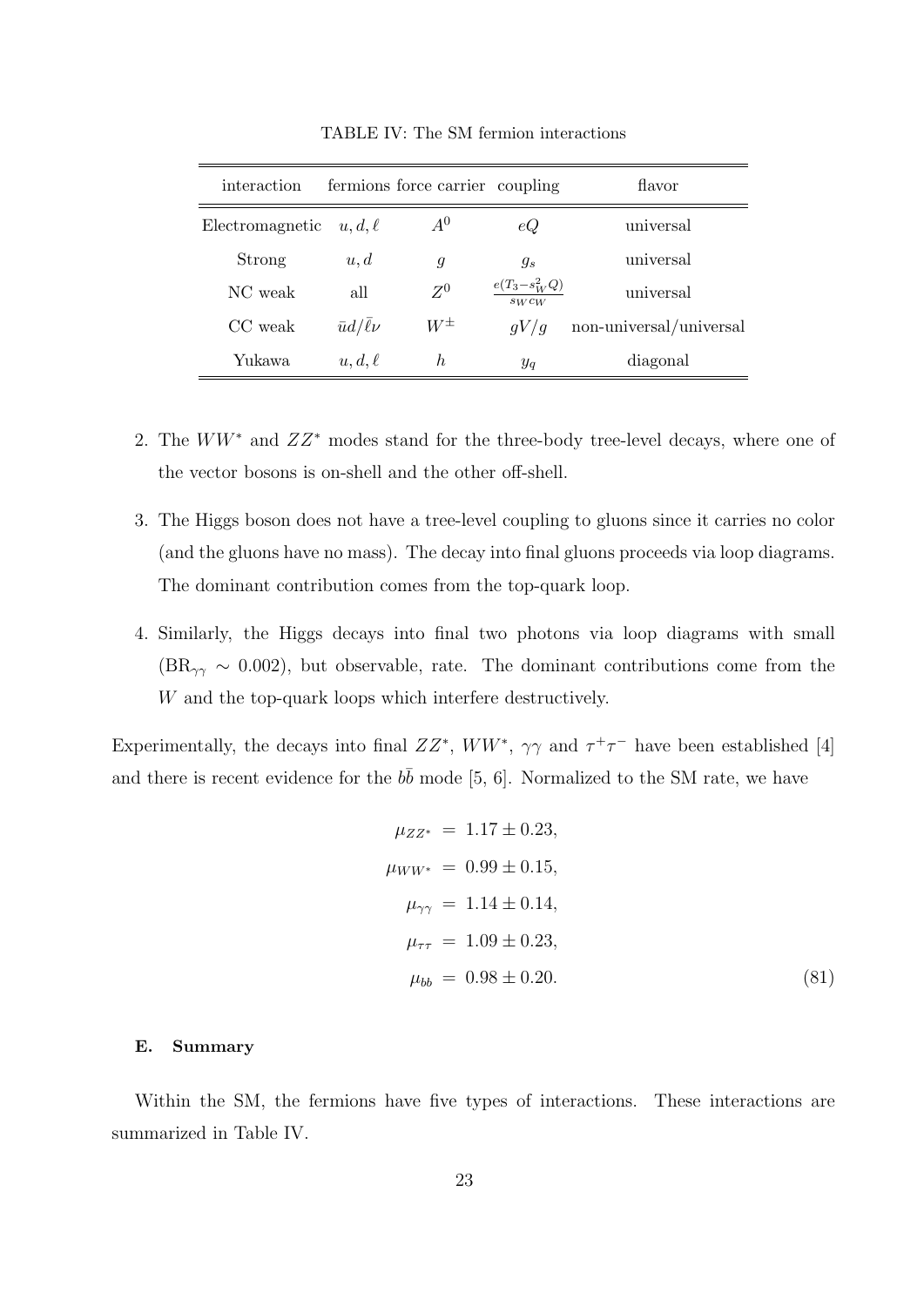TABLE IV: The SM fermion interactions

| interaction | fermions | force carrier | coupling | flavor |
|---|---|---|---|---|
| Electromagnetic | $u, d, \ell$ | $A^0$ | $eQ$ | universal |
| Strong | $u, d$ | $g$ | $g_s$ | universal |
| NC weak | all | $Z^0$ | $\frac{e(T_3 - s_W^2 Q)}{s_W c_W}$ | universal |
| CC weak | $\bar{u}d/\bar{\ell}\nu$ | $W^\pm$ | $gV/g$ | non-universal/universal |
| Yukawa | $u, d, \ell$ | $h$ | $y_q$ | diagonal |

2. The $WW^*$ and $ZZ^*$ modes stand for the three-body tree-level decays, where one of the vector bosons is on-shell and the other off-shell.

3. The Higgs boson does not have a tree-level coupling to gluons since it carries no color (and the gluons have no mass). The decay into final gluons proceeds via loop diagrams. The dominant contribution comes from the top-quark loop.

4. Similarly, the Higgs decays into final two photons via loop diagrams with small ($\text{BR}_{\gamma\gamma} \sim 0.002$), but observable, rate. The dominant contributions come from the $W$ and the top-quark loops which interfere destructively.

Experimentally, the decays into final $ZZ^*$, $WW^*$, $\gamma\gamma$ and $\tau^+\tau^-$ have been established [4] and there is recent evidence for the $b\bar{b}$ mode [5, 6]. Normalized to the SM rate, we have

$$
\begin{aligned}
\mu_{ZZ^*} &= 1.17 \pm 0.23, \\
\mu_{WW^*} &= 0.99 \pm 0.15, \\
\mu_{\gamma\gamma} &= 1.14 \pm 0.14, \\
\mu_{\tau\tau} &= 1.09 \pm 0.23, \\
\mu_{bb} &= 0.98 \pm 0.20.
\end{aligned}
\tag{81}
$$

### E. Summary

Within the SM, the fermions have five types of interactions. These interactions are summarized in Table IV.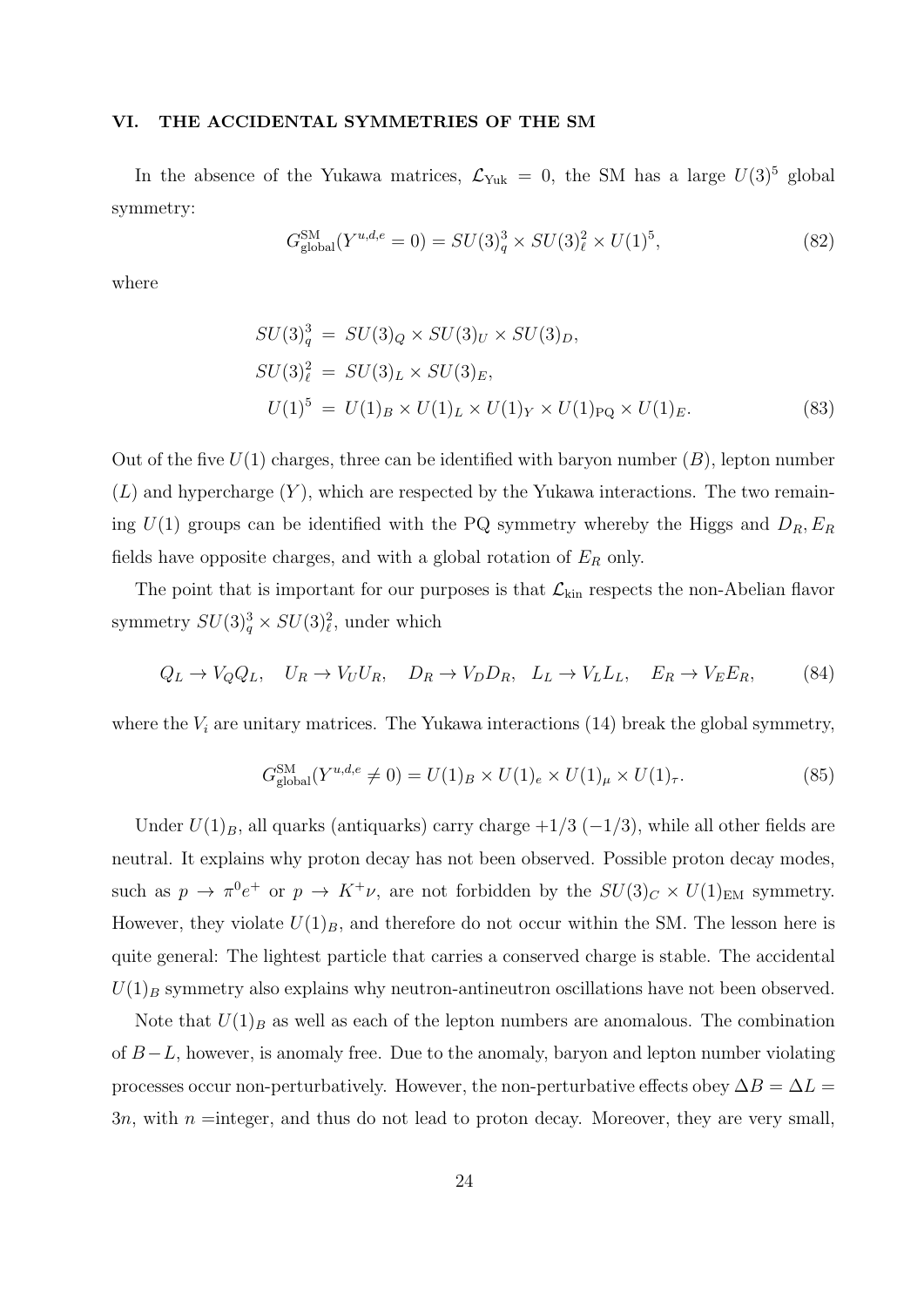## VI. THE ACCIDENTAL SYMMETRIES OF THE SM

In the absence of the Yukawa matrices, $\mathcal{L}_{\rm Yuk} = 0$, the SM has a large $U(3)^5$ global symmetry:

$$G_{\rm global}^{\rm SM}(Y^{u,d,e} = 0) = SU(3)_q^3 \times SU(3)_\ell^2 \times U(1)^5, \tag{82}$$

where

$$\begin{aligned}
SU(3)_q^3 &= SU(3)_Q \times SU(3)_U \times SU(3)_D, \\
SU(3)_\ell^2 &= SU(3)_L \times SU(3)_E, \\
U(1)^5 &= U(1)_B \times U(1)_L \times U(1)_Y \times U(1)_{\rm PQ} \times U(1)_E.
\end{aligned} \tag{83}$$

Out of the five $U(1)$ charges, three can be identified with baryon number ($B$), lepton number ($L$) and hypercharge ($Y$), which are respected by the Yukawa interactions. The two remaining $U(1)$ groups can be identified with the PQ symmetry whereby the Higgs and $D_R, E_R$ fields have opposite charges, and with a global rotation of $E_R$ only.

The point that is important for our purposes is that $\mathcal{L}_{\rm kin}$ respects the non-Abelian flavor symmetry $SU(3)_q^3 \times SU(3)_\ell^2$, under which

$$Q_L \to V_Q Q_L, \quad U_R \to V_U U_R, \quad D_R \to V_D D_R, \quad L_L \to V_L L_L, \quad E_R \to V_E E_R, \tag{84}$$

where the $V_i$ are unitary matrices. The Yukawa interactions (14) break the global symmetry,

$$G_{\rm global}^{\rm SM}(Y^{u,d,e} \neq 0) = U(1)_B \times U(1)_e \times U(1)_\mu \times U(1)_\tau. \tag{85}$$

Under $U(1)_B$, all quarks (antiquarks) carry charge $+1/3$ ($-1/3$), while all other fields are neutral. It explains why proton decay has not been observed. Possible proton decay modes, such as $p \to \pi^0 e^+$ or $p \to K^+ \nu$, are not forbidden by the $SU(3)_C \times U(1)_{\rm EM}$ symmetry. However, they violate $U(1)_B$, and therefore do not occur within the SM. The lesson here is quite general: The lightest particle that carries a conserved charge is stable. The accidental $U(1)_B$ symmetry also explains why neutron-antineutron oscillations have not been observed.

Note that $U(1)_B$ as well as each of the lepton numbers are anomalous. The combination of $B-L$, however, is anomaly free. Due to the anomaly, baryon and lepton number violating processes occur non-perturbatively. However, the non-perturbative effects obey $\Delta B = \Delta L = 3n$, with $n$ =integer, and thus do not lead to proton decay. Moreover, they are very small,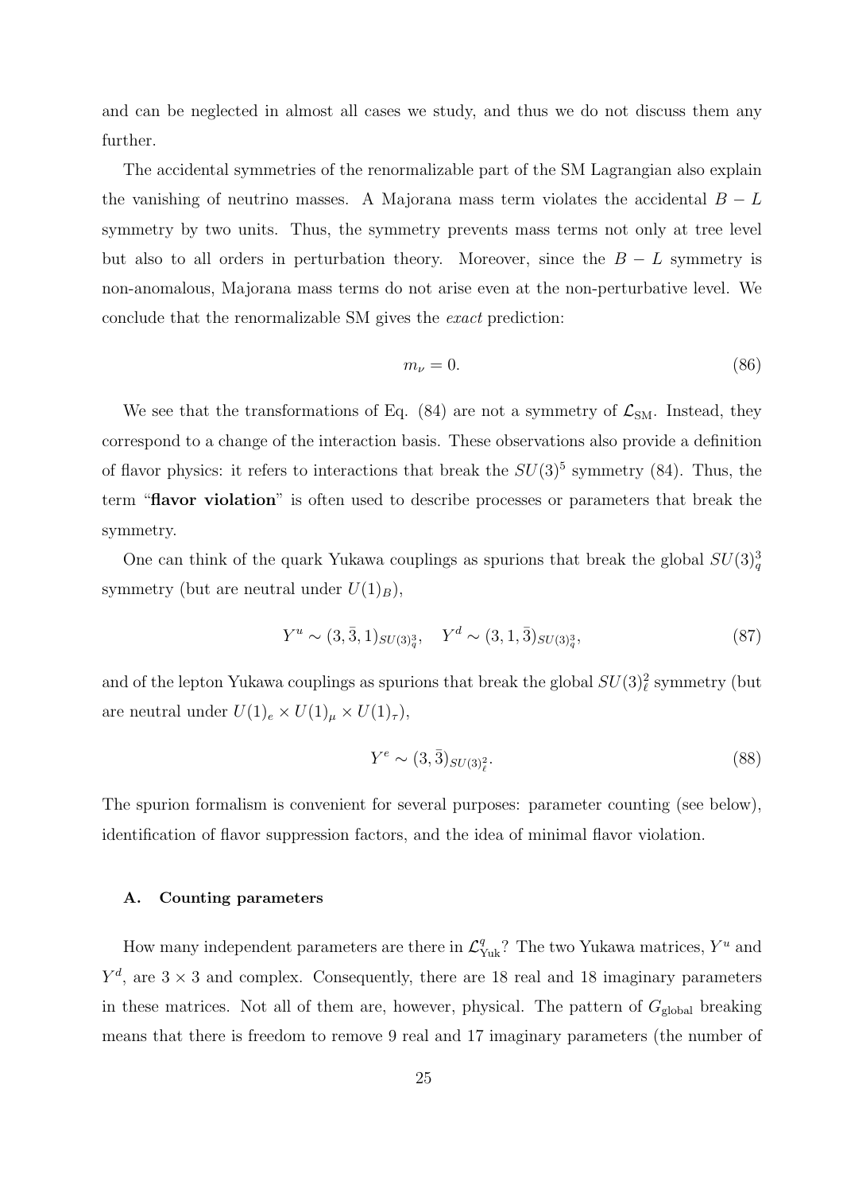and can be neglected in almost all cases we study, and thus we do not discuss them any further.

The accidental symmetries of the renormalizable part of the SM Lagrangian also explain the vanishing of neutrino masses. A Majorana mass term violates the accidental $B-L$ symmetry by two units. Thus, the symmetry prevents mass terms not only at tree level but also to all orders in perturbation theory. Moreover, since the $B-L$ symmetry is non-anomalous, Majorana mass terms do not arise even at the non-perturbative level. We conclude that the renormalizable SM gives the *exact* prediction:

$$m_\nu = 0. \tag{86}$$

We see that the transformations of Eq. (84) are not a symmetry of $\mathcal{L}_{\rm SM}$. Instead, they correspond to a change of the interaction basis. These observations also provide a definition of flavor physics: it refers to interactions that break the $SU(3)^5$ symmetry (84). Thus, the term "**flavor violation**" is often used to describe processes or parameters that break the symmetry.

One can think of the quark Yukawa couplings as spurions that break the global $SU(3)^3_q$ symmetry (but are neutral under $U(1)_B$),

$$Y^u \sim (3,\bar{3},1)_{SU(3)^3_q}, \quad Y^d \sim (3,1,\bar{3})_{SU(3)^3_q}, \tag{87}$$

and of the lepton Yukawa couplings as spurions that break the global $SU(3)^2_\ell$ symmetry (but are neutral under $U(1)_e \times U(1)_\mu \times U(1)_\tau$),

$$Y^e \sim (3,\bar{3})_{SU(3)^2_\ell}. \tag{88}$$

The spurion formalism is convenient for several purposes: parameter counting (see below), identification of flavor suppression factors, and the idea of minimal flavor violation.

### A. Counting parameters

How many independent parameters are there in $\mathcal{L}^q_{\rm Yuk}$? The two Yukawa matrices, $Y^u$ and $Y^d$, are $3\times 3$ and complex. Consequently, there are 18 real and 18 imaginary parameters in these matrices. Not all of them are, however, physical. The pattern of $G_{\rm global}$ breaking means that there is freedom to remove 9 real and 17 imaginary parameters (the number of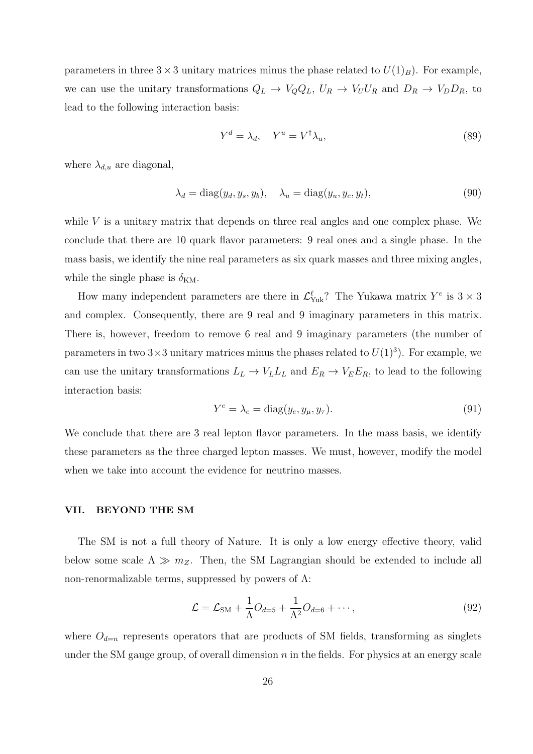parameters in three $3 \times 3$ unitary matrices minus the phase related to $U(1)_B$). For example, we can use the unitary transformations $Q_L \to V_Q Q_L$, $U_R \to V_U U_R$ and $D_R \to V_D D_R$, to lead to the following interaction basis:

$$Y^d = \lambda_d, \quad Y^u = V^\dagger \lambda_u, \tag{89}$$

where $\lambda_{d,u}$ are diagonal,

$$\lambda_d = \text{diag}(y_d, y_s, y_b), \quad \lambda_u = \text{diag}(y_u, y_c, y_t), \tag{90}$$

while $V$ is a unitary matrix that depends on three real angles and one complex phase. We conclude that there are 10 quark flavor parameters: 9 real ones and a single phase. In the mass basis, we identify the nine real parameters as six quark masses and three mixing angles, while the single phase is $\delta_{\text{KM}}$.

How many independent parameters are there in $\mathcal{L}^\ell_{\text{Yuk}}$? The Yukawa matrix $Y^e$ is $3 \times 3$ and complex. Consequently, there are 9 real and 9 imaginary parameters in this matrix. There is, however, freedom to remove 6 real and 9 imaginary parameters (the number of parameters in two $3 \times 3$ unitary matrices minus the phases related to $U(1)^3$). For example, we can use the unitary transformations $L_L \to V_L L_L$ and $E_R \to V_E E_R$, to lead to the following interaction basis:

$$Y^e = \lambda_e = \text{diag}(y_e, y_\mu, y_\tau). \tag{91}$$

We conclude that there are 3 real lepton flavor parameters. In the mass basis, we identify these parameters as the three charged lepton masses. We must, however, modify the model when we take into account the evidence for neutrino masses.

## VII. BEYOND THE SM

The SM is not a full theory of Nature. It is only a low energy effective theory, valid below some scale $\Lambda \gg m_Z$. Then, the SM Lagrangian should be extended to include all non-renormalizable terms, suppressed by powers of $\Lambda$:

$$\mathcal{L} = \mathcal{L}_{\text{SM}} + \frac{1}{\Lambda} O_{d=5} + \frac{1}{\Lambda^2} O_{d=6} + \cdots, \tag{92}$$

where $O_{d=n}$ represents operators that are products of SM fields, transforming as singlets under the SM gauge group, of overall dimension $n$ in the fields. For physics at an energy scale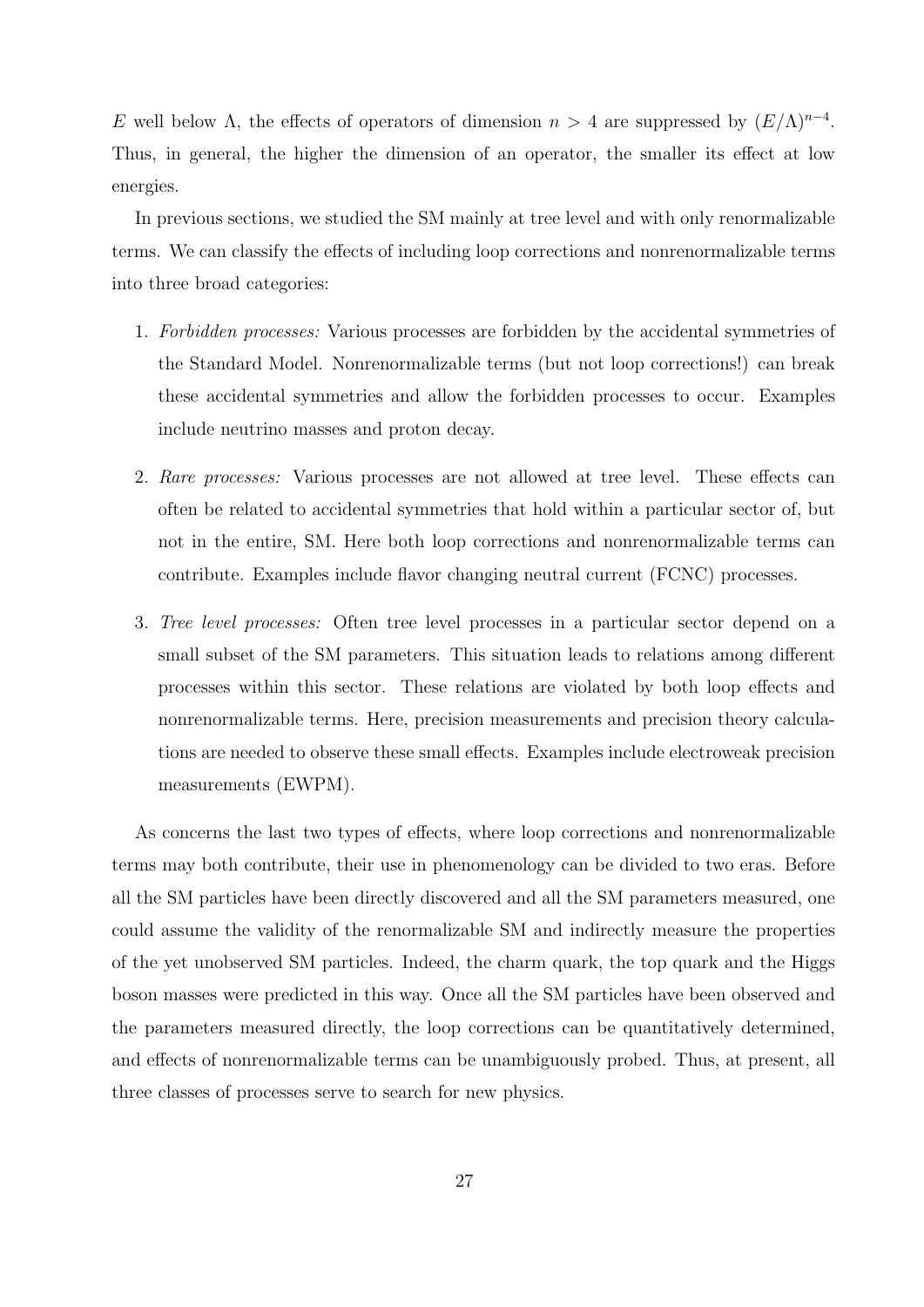$E$ well below $\Lambda$, the effects of operators of dimension $n > 4$ are suppressed by $(E/\Lambda)^{n-4}$. Thus, in general, the higher the dimension of an operator, the smaller its effect at low energies.

In previous sections, we studied the SM mainly at tree level and with only renormalizable terms. We can classify the effects of including loop corrections and nonrenormalizable terms into three broad categories:

1. *Forbidden processes:* Various processes are forbidden by the accidental symmetries of the Standard Model. Nonrenormalizable terms (but not loop corrections!) can break these accidental symmetries and allow the forbidden processes to occur. Examples include neutrino masses and proton decay.

2. *Rare processes:* Various processes are not allowed at tree level. These effects can often be related to accidental symmetries that hold within a particular sector of, but not in the entire, SM. Here both loop corrections and nonrenormalizable terms can contribute. Examples include flavor changing neutral current (FCNC) processes.

3. *Tree level processes:* Often tree level processes in a particular sector depend on a small subset of the SM parameters. This situation leads to relations among different processes within this sector. These relations are violated by both loop effects and nonrenormalizable terms. Here, precision measurements and precision theory calculations are needed to observe these small effects. Examples include electroweak precision measurements (EWPM).

As concerns the last two types of effects, where loop corrections and nonrenormalizable terms may both contribute, their use in phenomenology can be divided to two eras. Before all the SM particles have been directly discovered and all the SM parameters measured, one could assume the validity of the renormalizable SM and indirectly measure the properties of the yet unobserved SM particles. Indeed, the charm quark, the top quark and the Higgs boson masses were predicted in this way. Once all the SM particles have been observed and the parameters measured directly, the loop corrections can be quantitatively determined, and effects of nonrenormalizable terms can be unambiguously probed. Thus, at present, all three classes of processes serve to search for new physics.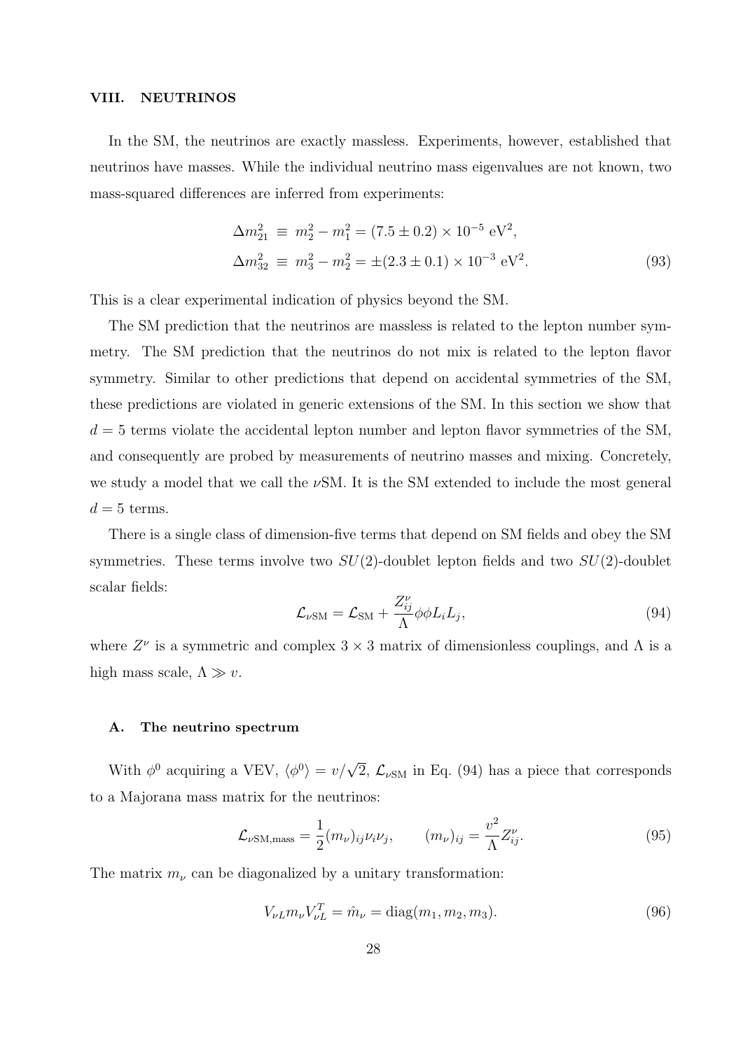## VIII. NEUTRINOS

In the SM, the neutrinos are exactly massless. Experiments, however, established that neutrinos have masses. While the individual neutrino mass eigenvalues are not known, two mass-squared differences are inferred from experiments:

$$\begin{aligned}
\Delta m_{21}^2 &\equiv m_2^2 - m_1^2 = (7.5 \pm 0.2) \times 10^{-5} \text{ eV}^2, \\
\Delta m_{32}^2 &\equiv m_3^2 - m_2^2 = \pm(2.3 \pm 0.1) \times 10^{-3} \text{ eV}^2.
\end{aligned} \tag{93}$$

This is a clear experimental indication of physics beyond the SM.

The SM prediction that the neutrinos are massless is related to the lepton number symmetry. The SM prediction that the neutrinos do not mix is related to the lepton flavor symmetry. Similar to other predictions that depend on accidental symmetries of the SM, these predictions are violated in generic extensions of the SM. In this section we show that $d = 5$ terms violate the accidental lepton number and lepton flavor symmetries of the SM, and consequently are probed by measurements of neutrino masses and mixing. Concretely, we study a model that we call the $\nu$SM. It is the SM extended to include the most general $d = 5$ terms.

There is a single class of dimension-five terms that depend on SM fields and obey the SM symmetries. These terms involve two $SU(2)$-doublet lepton fields and two $SU(2)$-doublet scalar fields:

$$\mathcal{L}_{\nu\text{SM}} = \mathcal{L}_{\text{SM}} + \frac{Z_{ij}^{\nu}}{\Lambda} \phi\phi L_i L_j, \tag{94}$$

where $Z^{\nu}$ is a symmetric and complex $3 \times 3$ matrix of dimensionless couplings, and $\Lambda$ is a high mass scale, $\Lambda \gg v$.

### A. The neutrino spectrum

With $\phi^0$ acquiring a VEV, $\langle \phi^0 \rangle = v/\sqrt{2}$, $\mathcal{L}_{\nu\text{SM}}$ in Eq. (94) has a piece that corresponds to a Majorana mass matrix for the neutrinos:

$$\mathcal{L}_{\nu\text{SM,mass}} = \frac{1}{2}(m_{\nu})_{ij} \nu_i \nu_j, \qquad (m_{\nu})_{ij} = \frac{v^2}{\Lambda} Z_{ij}^{\nu}. \tag{95}$$

The matrix $m_{\nu}$ can be diagonalized by a unitary transformation:

$$V_{\nu L} m_{\nu} V_{\nu L}^T = \hat{m}_{\nu} = \text{diag}(m_1, m_2, m_3). \tag{96}$$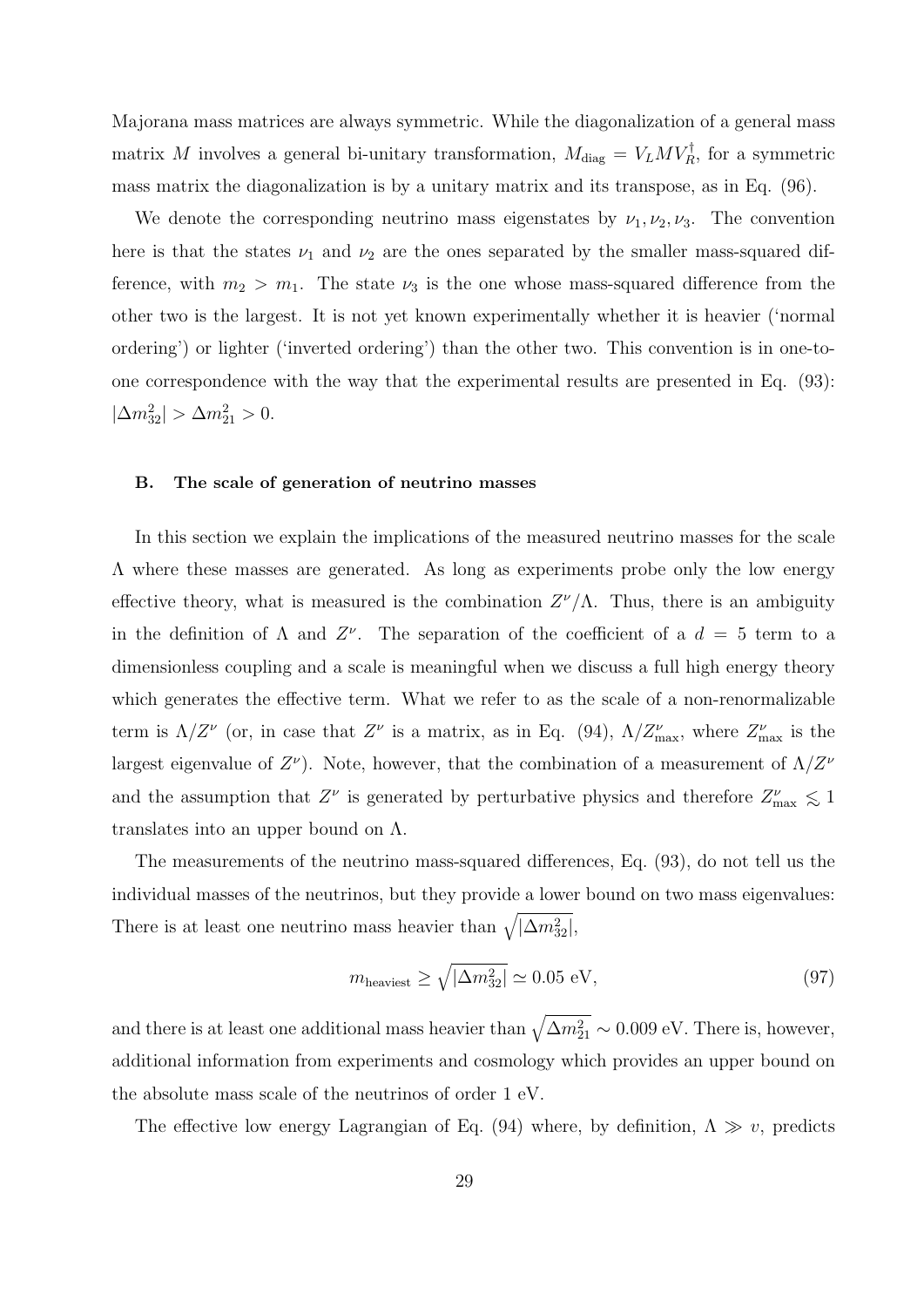Majorana mass matrices are always symmetric. While the diagonalization of a general mass matrix $M$ involves a general bi-unitary transformation, $M_{\rm diag} = V_L M V_R^\dagger$, for a symmetric mass matrix the diagonalization is by a unitary matrix and its transpose, as in Eq. (96).

We denote the corresponding neutrino mass eigenstates by $\nu_1, \nu_2, \nu_3$. The convention here is that the states $\nu_1$ and $\nu_2$ are the ones separated by the smaller mass-squared difference, with $m_2 > m_1$. The state $\nu_3$ is the one whose mass-squared difference from the other two is the largest. It is not yet known experimentally whether it is heavier ('normal ordering') or lighter ('inverted ordering') than the other two. This convention is in one-to-one correspondence with the way that the experimental results are presented in Eq. (93): $|\Delta m^2_{32}| > \Delta m^2_{21} > 0$.

### B. The scale of generation of neutrino masses

In this section we explain the implications of the measured neutrino masses for the scale $\Lambda$ where these masses are generated. As long as experiments probe only the low energy effective theory, what is measured is the combination $Z^\nu/\Lambda$. Thus, there is an ambiguity in the definition of $\Lambda$ and $Z^\nu$. The separation of the coefficient of a $d = 5$ term to a dimensionless coupling and a scale is meaningful when we discuss a full high energy theory which generates the effective term. What we refer to as the scale of a non-renormalizable term is $\Lambda/Z^\nu$ (or, in case that $Z^\nu$ is a matrix, as in Eq. (94), $\Lambda/Z^\nu_{\rm max}$, where $Z^\nu_{\rm max}$ is the largest eigenvalue of $Z^\nu$). Note, however, that the combination of a measurement of $\Lambda/Z^\nu$ and the assumption that $Z^\nu$ is generated by perturbative physics and therefore $Z^\nu_{\rm max} \lesssim 1$ translates into an upper bound on $\Lambda$.

The measurements of the neutrino mass-squared differences, Eq. (93), do not tell us the individual masses of the neutrinos, but they provide a lower bound on two mass eigenvalues: There is at least one neutrino mass heavier than $\sqrt{|\Delta m^2_{32}|}$,

$$m_{\rm heaviest} \geq \sqrt{|\Delta m^2_{32}|} \simeq 0.05 \text{ eV}, \tag{97}$$

and there is at least one additional mass heavier than $\sqrt{\Delta m^2_{21}} \sim 0.009$ eV. There is, however, additional information from experiments and cosmology which provides an upper bound on the absolute mass scale of the neutrinos of order 1 eV.

The effective low energy Lagrangian of Eq. (94) where, by definition, $\Lambda \gg v$, predicts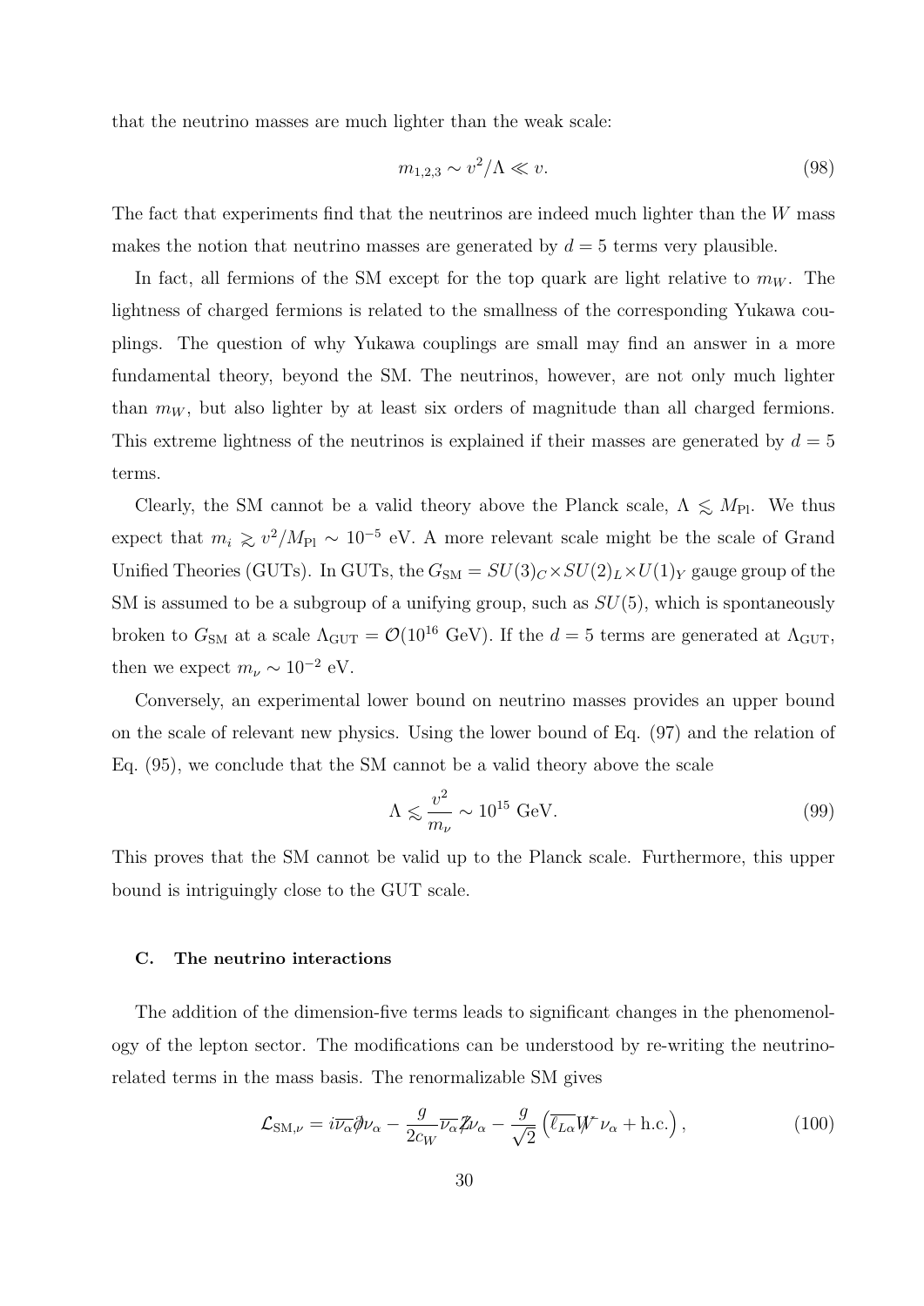that the neutrino masses are much lighter than the weak scale:

$$m_{1,2,3} \sim v^2/\Lambda \ll v. \tag{98}$$

The fact that experiments find that the neutrinos are indeed much lighter than the $W$ mass makes the notion that neutrino masses are generated by $d = 5$ terms very plausible.

In fact, all fermions of the SM except for the top quark are light relative to $m_W$. The lightness of charged fermions is related to the smallness of the corresponding Yukawa couplings. The question of why Yukawa couplings are small may find an answer in a more fundamental theory, beyond the SM. The neutrinos, however, are not only much lighter than $m_W$, but also lighter by at least six orders of magnitude than all charged fermions. This extreme lightness of the neutrinos is explained if their masses are generated by $d = 5$ terms.

Clearly, the SM cannot be a valid theory above the Planck scale, $\Lambda \lesssim M_{\rm Pl}$. We thus expect that $m_i \gtrsim v^2/M_{\rm Pl} \sim 10^{-5}$ eV. A more relevant scale might be the scale of Grand Unified Theories (GUTs). In GUTs, the $G_{\rm SM} = SU(3)_C \times SU(2)_L \times U(1)_Y$ gauge group of the SM is assumed to be a subgroup of a unifying group, such as $SU(5)$, which is spontaneously broken to $G_{\rm SM}$ at a scale $\Lambda_{\rm GUT} = \mathcal{O}(10^{16}$ GeV). If the $d = 5$ terms are generated at $\Lambda_{\rm GUT}$, then we expect $m_\nu \sim 10^{-2}$ eV.

Conversely, an experimental lower bound on neutrino masses provides an upper bound on the scale of relevant new physics. Using the lower bound of Eq. (97) and the relation of Eq. (95), we conclude that the SM cannot be a valid theory above the scale

$$\Lambda \lesssim \frac{v^2}{m_\nu} \sim 10^{15} \text{ GeV}. \tag{99}$$

This proves that the SM cannot be valid up to the Planck scale. Furthermore, this upper bound is intriguingly close to the GUT scale.

### C. The neutrino interactions

The addition of the dimension-five terms leads to significant changes in the phenomenology of the lepton sector. The modifications can be understood by re-writing the neutrino-related terms in the mass basis. The renormalizable SM gives

$$\mathcal{L}_{\rm SM,\nu} = i\overline{\nu_\alpha}\partial\!\!\!/ \nu_\alpha - \frac{g}{2c_W}\overline{\nu_\alpha} Z\!\!\!/ \nu_\alpha - \frac{g}{\sqrt{2}}\left(\overline{\ell_{L\alpha}} W\!\!\!\!/^{\,-} \nu_\alpha + \text{h.c.}\right), \tag{100}$$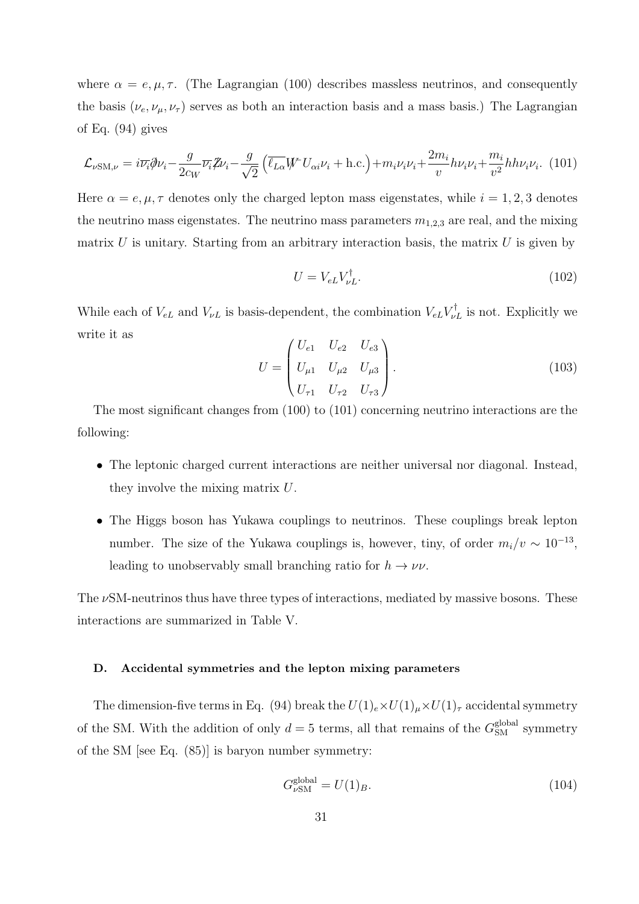where $\alpha = e, \mu, \tau$. (The Lagrangian (100) describes massless neutrinos, and consequently the basis $(\nu_e, \nu_\mu, \nu_\tau)$ serves as both an interaction basis and a mass basis.) The Lagrangian of Eq. (94) gives

$$\mathcal{L}_{\nu\mathrm{SM},\nu} = i\overline{\nu_i}\partial\!\!\!/\nu_i - \frac{g}{2c_W}\overline{\nu_i}Z\!\!\!/\nu_i - \frac{g}{\sqrt{2}}\left(\overline{\ell_{L\alpha}}W\!\!\!\!/^{-}U_{\alpha i}\nu_i + \mathrm{h.c.}\right) + m_i\nu_i\nu_i + \frac{2m_i}{v}h\nu_i\nu_i + \frac{m_i}{v^2}hh\nu_i\nu_i. \quad (101)$$

Here $\alpha = e, \mu, \tau$ denotes only the charged lepton mass eigenstates, while $i = 1, 2, 3$ denotes the neutrino mass eigenstates. The neutrino mass parameters $m_{1,2,3}$ are real, and the mixing matrix $U$ is unitary. Starting from an arbitrary interaction basis, the matrix $U$ is given by

$$U = V_{eL}V_{\nu L}^{\dagger}. \quad (102)$$

While each of $V_{eL}$ and $V_{\nu L}$ is basis-dependent, the combination $V_{eL}V_{\nu L}^{\dagger}$ is not. Explicitly we write it as

$$U = \begin{pmatrix} U_{e1} & U_{e2} & U_{e3} \\ U_{\mu 1} & U_{\mu 2} & U_{\mu 3} \\ U_{\tau 1} & U_{\tau 2} & U_{\tau 3} \end{pmatrix}. \quad (103)$$

The most significant changes from (100) to (101) concerning neutrino interactions are the following:

- The leptonic charged current interactions are neither universal nor diagonal. Instead, they involve the mixing matrix $U$.
- The Higgs boson has Yukawa couplings to neutrinos. These couplings break lepton number. The size of the Yukawa couplings is, however, tiny, of order $m_i/v \sim 10^{-13}$, leading to unobservably small branching ratio for $h \to \nu\nu$.

The $\nu$SM-neutrinos thus have three types of interactions, mediated by massive bosons. These interactions are summarized in Table V.

### D. Accidental symmetries and the lepton mixing parameters

The dimension-five terms in Eq. (94) break the $U(1)_e \times U(1)_\mu \times U(1)_\tau$ accidental symmetry of the SM. With the addition of only $d = 5$ terms, all that remains of the $G_{\mathrm{SM}}^{\mathrm{global}}$ symmetry of the SM [see Eq. (85)] is baryon number symmetry:

$$G_{\nu\mathrm{SM}}^{\mathrm{global}} = U(1)_B. \quad (104)$$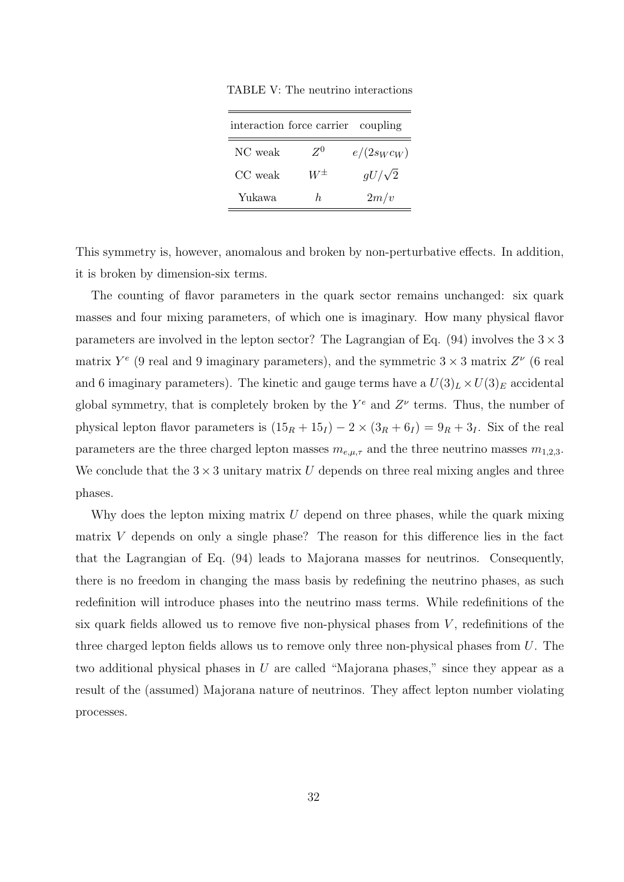TABLE V: The neutrino interactions

| interaction | force carrier | coupling |
|---|---|---|
| NC weak | $Z^0$ | $e/(2s_W c_W)$ |
| CC weak | $W^\pm$ | $gU/\sqrt{2}$ |
| Yukawa | $h$ | $2m/v$ |

This symmetry is, however, anomalous and broken by non-perturbative effects. In addition, it is broken by dimension-six terms.

The counting of flavor parameters in the quark sector remains unchanged: six quark masses and four mixing parameters, of which one is imaginary. How many physical flavor parameters are involved in the lepton sector? The Lagrangian of Eq. (94) involves the $3 \times 3$ matrix $Y^e$ (9 real and 9 imaginary parameters), and the symmetric $3 \times 3$ matrix $Z^\nu$ (6 real and 6 imaginary parameters). The kinetic and gauge terms have a $U(3)_L \times U(3)_E$ accidental global symmetry, that is completely broken by the $Y^e$ and $Z^\nu$ terms. Thus, the number of physical lepton flavor parameters is $(15_R + 15_I) - 2 \times (3_R + 6_I) = 9_R + 3_I$. Six of the real parameters are the three charged lepton masses $m_{e,\mu,\tau}$ and the three neutrino masses $m_{1,2,3}$. We conclude that the $3 \times 3$ unitary matrix $U$ depends on three real mixing angles and three phases.

Why does the lepton mixing matrix $U$ depend on three phases, while the quark mixing matrix $V$ depends on only a single phase? The reason for this difference lies in the fact that the Lagrangian of Eq. (94) leads to Majorana masses for neutrinos. Consequently, there is no freedom in changing the mass basis by redefining the neutrino phases, as such redefinition will introduce phases into the neutrino mass terms. While redefinitions of the six quark fields allowed us to remove five non-physical phases from $V$, redefinitions of the three charged lepton fields allows us to remove only three non-physical phases from $U$. The two additional physical phases in $U$ are called "Majorana phases," since they appear as a result of the (assumed) Majorana nature of neutrinos. They affect lepton number violating processes.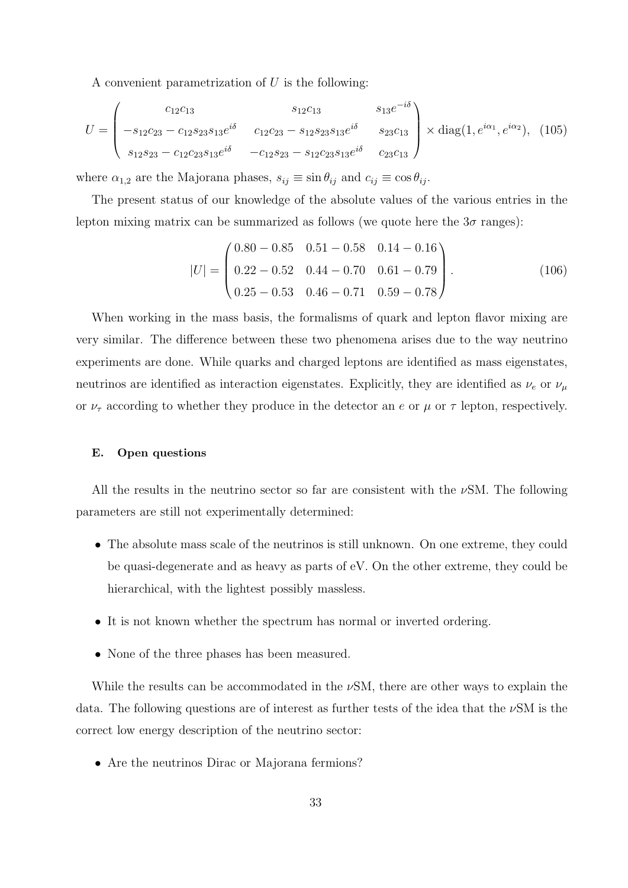A convenient parametrization of $U$ is the following:

$$U = \begin{pmatrix} c_{12}c_{13} & s_{12}c_{13} & s_{13}e^{-i\delta} \\ -s_{12}c_{23} - c_{12}s_{23}s_{13}e^{i\delta} & c_{12}c_{23} - s_{12}s_{23}s_{13}e^{i\delta} & s_{23}c_{13} \\ s_{12}s_{23} - c_{12}c_{23}s_{13}e^{i\delta} & -c_{12}s_{23} - s_{12}c_{23}s_{13}e^{i\delta} & c_{23}c_{13} \end{pmatrix} \times \mathrm{diag}(1, e^{i\alpha_1}, e^{i\alpha_2}), \quad (105)$$

where $\alpha_{1,2}$ are the Majorana phases, $s_{ij} \equiv \sin\theta_{ij}$ and $c_{ij} \equiv \cos\theta_{ij}$.

The present status of our knowledge of the absolute values of the various entries in the lepton mixing matrix can be summarized as follows (we quote here the $3\sigma$ ranges):

$$|U| = \begin{pmatrix} 0.80 - 0.85 & 0.51 - 0.58 & 0.14 - 0.16 \\ 0.22 - 0.52 & 0.44 - 0.70 & 0.61 - 0.79 \\ 0.25 - 0.53 & 0.46 - 0.71 & 0.59 - 0.78 \end{pmatrix}. \quad (106)$$

When working in the mass basis, the formalisms of quark and lepton flavor mixing are very similar. The difference between these two phenomena arises due to the way neutrino experiments are done. While quarks and charged leptons are identified as mass eigenstates, neutrinos are identified as interaction eigenstates. Explicitly, they are identified as $\nu_e$ or $\nu_\mu$ or $\nu_\tau$ according to whether they produce in the detector an $e$ or $\mu$ or $\tau$ lepton, respectively.

### E. Open questions

All the results in the neutrino sector so far are consistent with the $\nu$SM. The following parameters are still not experimentally determined:

- The absolute mass scale of the neutrinos is still unknown. On one extreme, they could be quasi-degenerate and as heavy as parts of eV. On the other extreme, they could be hierarchical, with the lightest possibly massless.
- It is not known whether the spectrum has normal or inverted ordering.
- None of the three phases has been measured.

While the results can be accommodated in the $\nu$SM, there are other ways to explain the data. The following questions are of interest as further tests of the idea that the $\nu$SM is the correct low energy description of the neutrino sector:

- Are the neutrinos Dirac or Majorana fermions?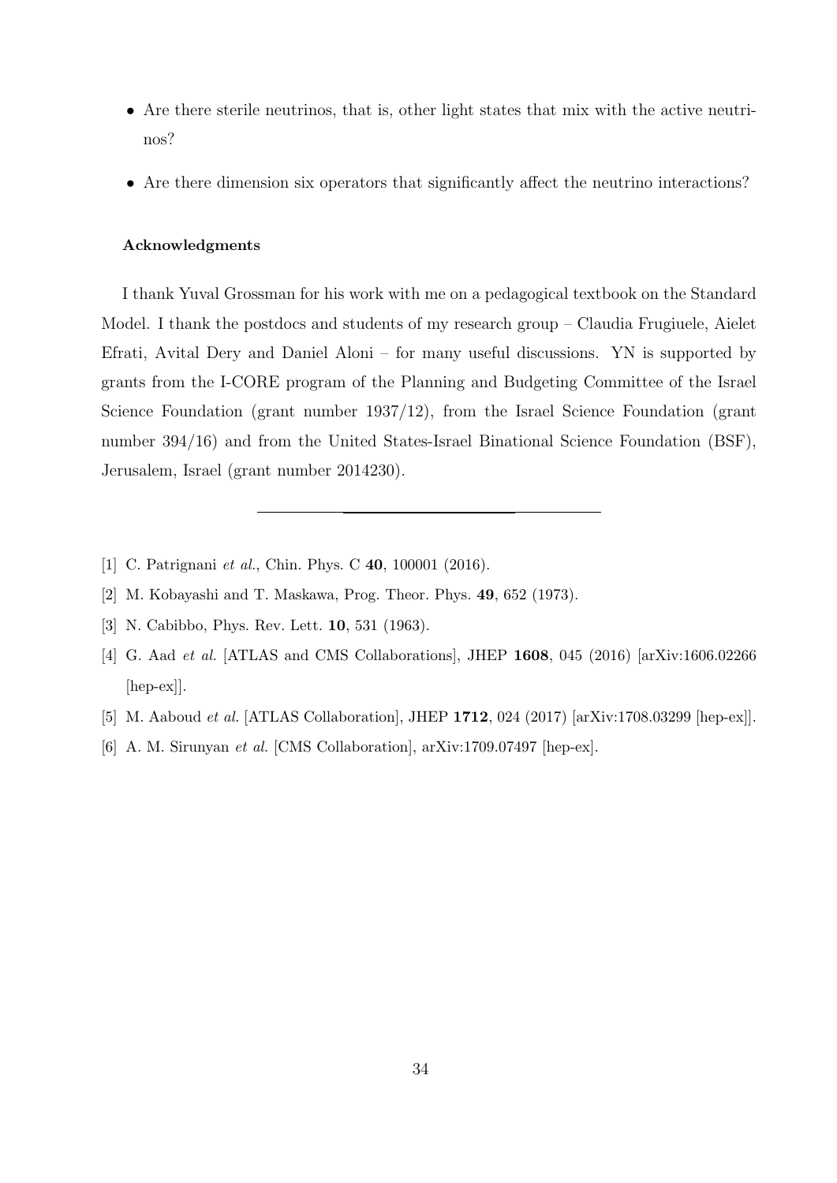- Are there sterile neutrinos, that is, other light states that mix with the active neutrinos?
- Are there dimension six operators that significantly affect the neutrino interactions?

### Acknowledgments

I thank Yuval Grossman for his work with me on a pedagogical textbook on the Standard Model. I thank the postdocs and students of my research group – Claudia Frugiuele, Aielet Efrati, Avital Dery and Daniel Aloni – for many useful discussions. YN is supported by grants from the I-CORE program of the Planning and Budgeting Committee of the Israel Science Foundation (grant number 1937/12), from the Israel Science Foundation (grant number 394/16) and from the United States-Israel Binational Science Foundation (BSF), Jerusalem, Israel (grant number 2014230).

---

[1] C. Patrignani *et al.*, Chin. Phys. C **40**, 100001 (2016).

[2] M. Kobayashi and T. Maskawa, Prog. Theor. Phys. **49**, 652 (1973).

[3] N. Cabibbo, Phys. Rev. Lett. **10**, 531 (1963).

[4] G. Aad *et al.* [ATLAS and CMS Collaborations], JHEP **1608**, 045 (2016) [arXiv:1606.02266 [hep-ex]].

[5] M. Aaboud *et al.* [ATLAS Collaboration], JHEP **1712**, 024 (2017) [arXiv:1708.03299 [hep-ex]].

[6] A. M. Sirunyan *et al.* [CMS Collaboration], arXiv:1709.07497 [hep-ex].